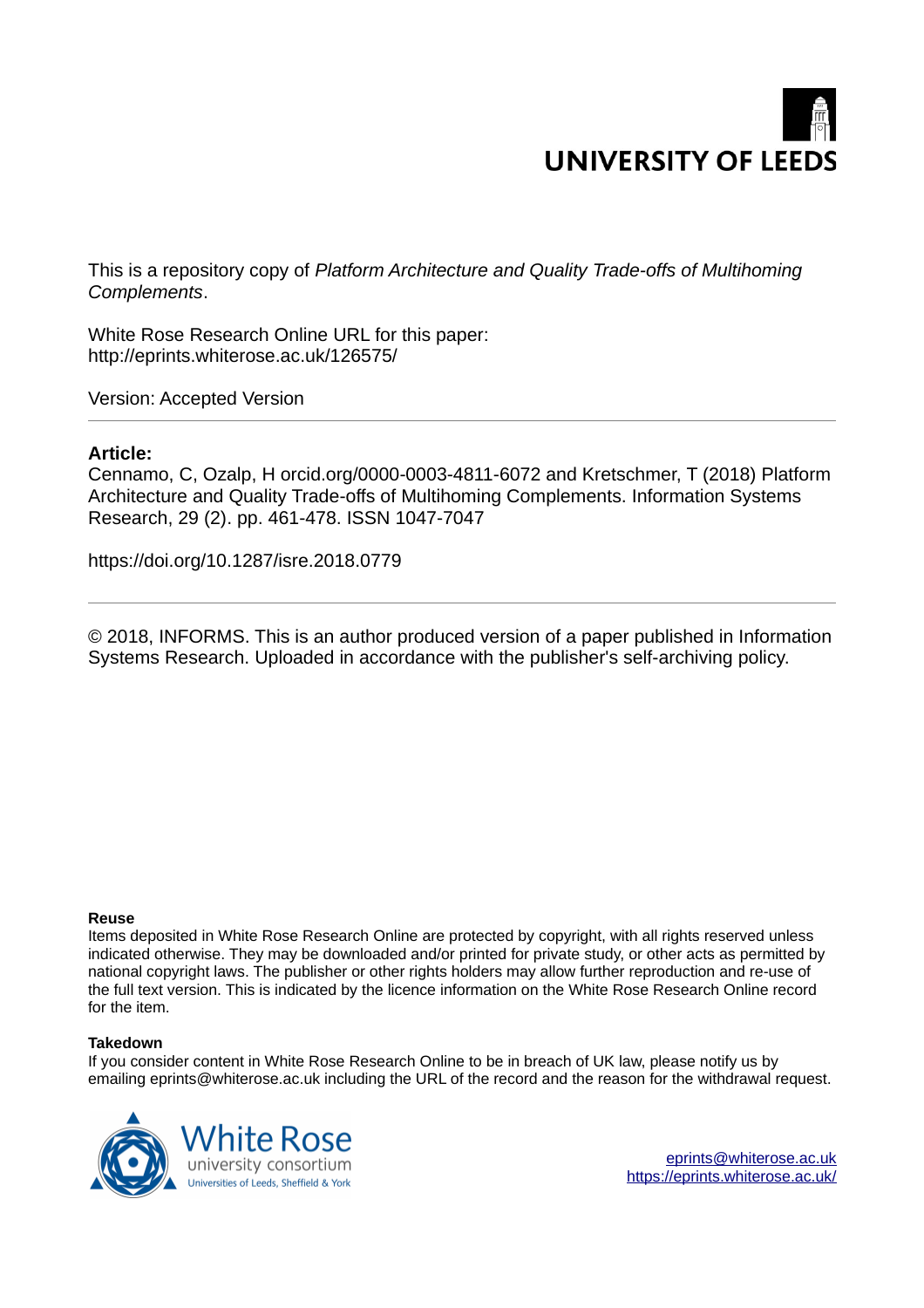UNIVERSITY OF LEEDS

This is a repository copy of *Platform Architecture and Quality Trade-offs of Multihoming Complements*.

White Rose Research Online URL for this paper:
http://eprints.whiterose.ac.uk/126575/

Version: Accepted Version

---

**Article:**

Cennamo, C, Ozalp, H orcid.org/0000-0003-4811-6072 and Kretschmer, T (2018) Platform Architecture and Quality Trade-offs of Multihoming Complements. Information Systems Research, 29 (2). pp. 461-478. ISSN 1047-7047

https://doi.org/10.1287/isre.2018.0779

---

© 2018, INFORMS. This is an author produced version of a paper published in Information Systems Research. Uploaded in accordance with the publisher's self-archiving policy.

**Reuse**

Items deposited in White Rose Research Online are protected by copyright, with all rights reserved unless indicated otherwise. They may be downloaded and/or printed for private study, or other acts as permitted by national copyright laws. The publisher or other rights holders may allow further reproduction and re-use of the full text version. This is indicated by the licence information on the White Rose Research Online record for the item.

**Takedown**

If you consider content in White Rose Research Online to be in breach of UK law, please notify us by emailing eprints@whiterose.ac.uk including the URL of the record and the reason for the withdrawal request.

White Rose university consortium
Universities of Leeds, Sheffield & York

eprints@whiterose.ac.uk
https://eprints.whiterose.ac.uk/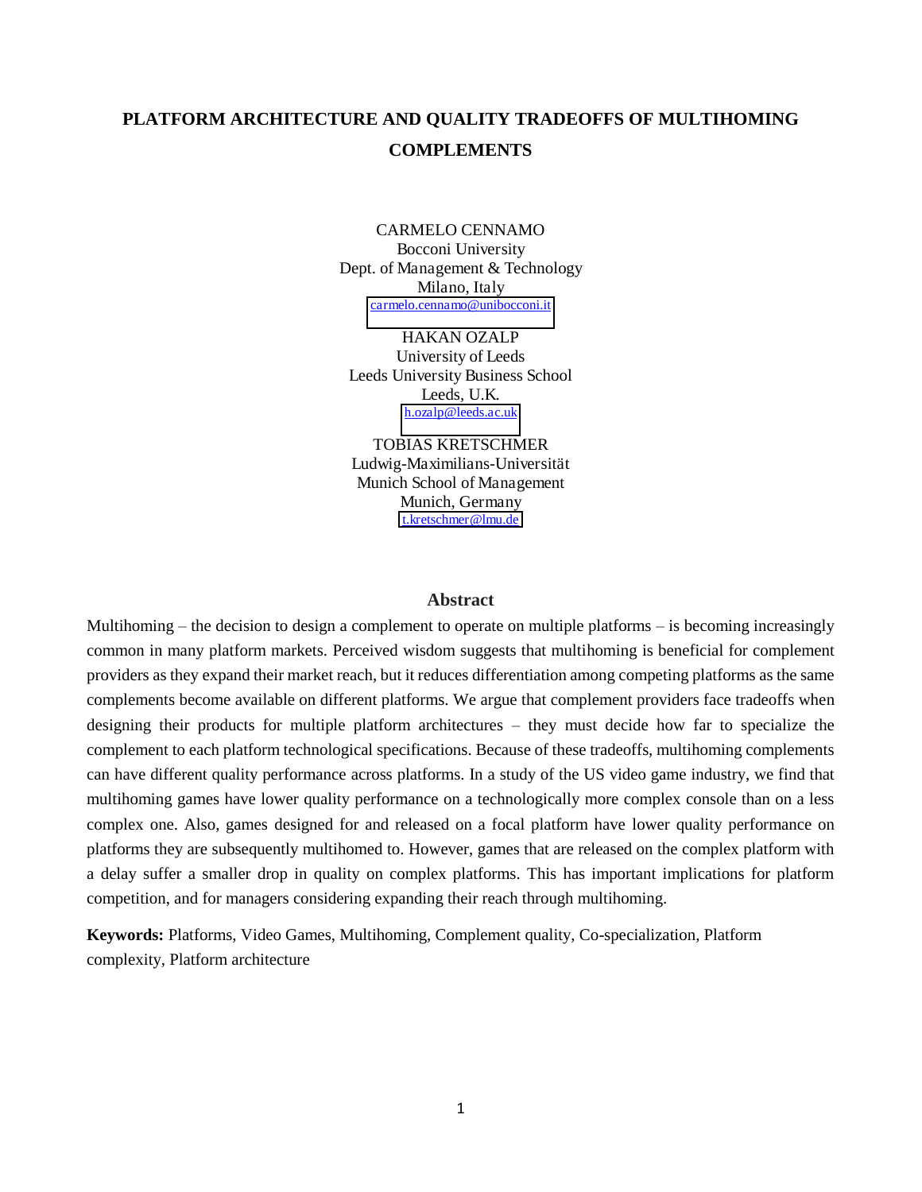# PLATFORM ARCHITECTURE AND QUALITY TRADEOFFS OF MULTIHOMING COMPLEMENTS

CARMELO CENNAMO
Bocconi University
Dept. of Management & Technology
Milano, Italy
carmelo.cennamo@unibocconi.it

HAKAN OZALP
University of Leeds
Leeds University Business School
Leeds, U.K.
h.ozalp@leeds.ac.uk

TOBIAS KRETSCHMER
Ludwig-Maximilians-Universität
Munich School of Management
Munich, Germany
t.kretschmer@lmu.de

## Abstract

Multihoming – the decision to design a complement to operate on multiple platforms – is becoming increasingly common in many platform markets. Perceived wisdom suggests that multihoming is beneficial for complement providers as they expand their market reach, but it reduces differentiation among competing platforms as the same complements become available on different platforms. We argue that complement providers face tradeoffs when designing their products for multiple platform architectures – they must decide how far to specialize the complement to each platform technological specifications. Because of these tradeoffs, multihoming complements can have different quality performance across platforms. In a study of the US video game industry, we find that multihoming games have lower quality performance on a technologically more complex console than on a less complex one. Also, games designed for and released on a focal platform have lower quality performance on platforms they are subsequently multihomed to. However, games that are released on the complex platform with a delay suffer a smaller drop in quality on complex platforms. This has important implications for platform competition, and for managers considering expanding their reach through multihoming.

**Keywords:** Platforms, Video Games, Multihoming, Complement quality, Co-specialization, Platform complexity, Platform architecture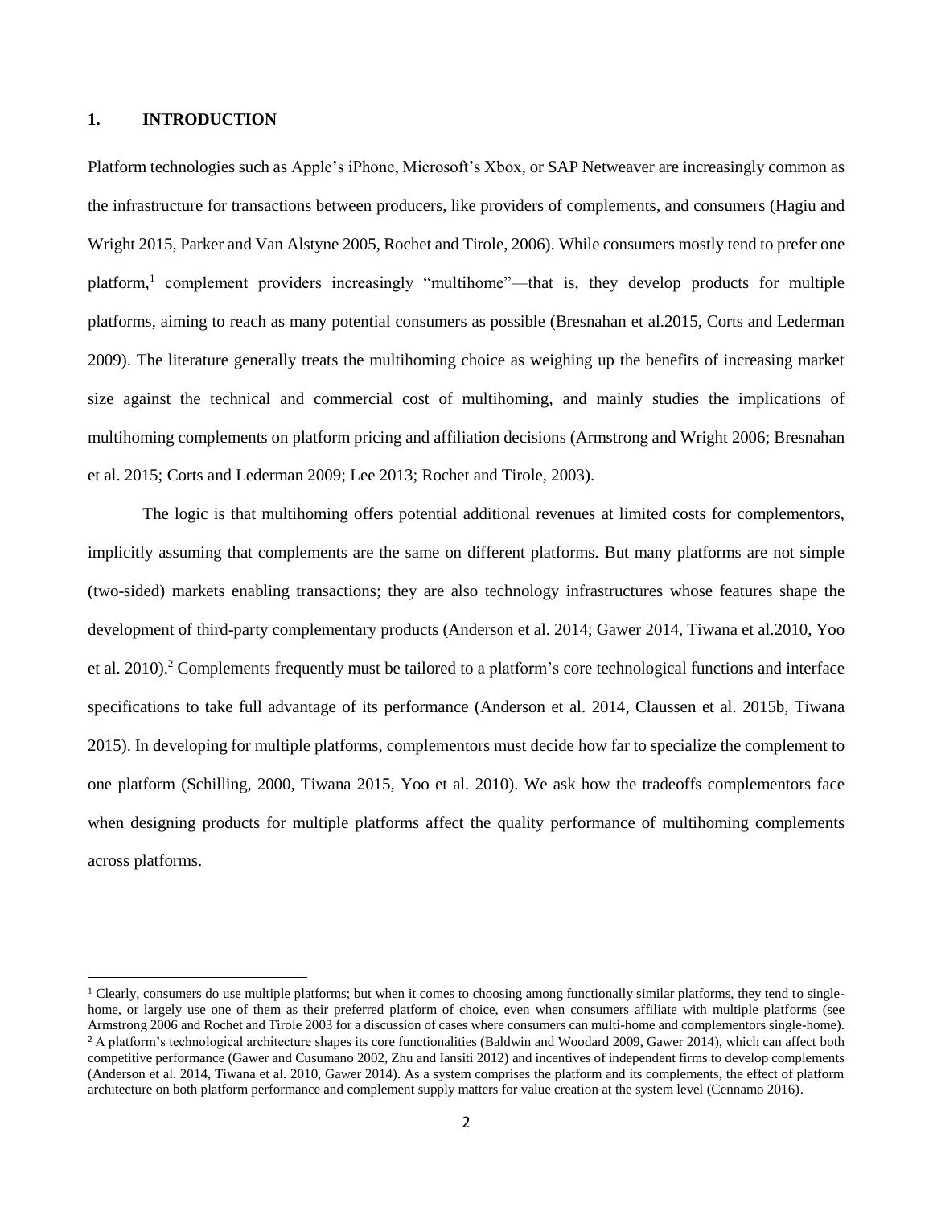# 1. INTRODUCTION

Platform technologies such as Apple's iPhone, Microsoft's Xbox, or SAP Netweaver are increasingly common as the infrastructure for transactions between producers, like providers of complements, and consumers (Hagiu and Wright 2015, Parker and Van Alstyne 2005, Rochet and Tirole, 2006). While consumers mostly tend to prefer one platform,[1] complement providers increasingly "multihome"—that is, they develop products for multiple platforms, aiming to reach as many potential consumers as possible (Bresnahan et al.2015, Corts and Lederman 2009). The literature generally treats the multihoming choice as weighing up the benefits of increasing market size against the technical and commercial cost of multihoming, and mainly studies the implications of multihoming complements on platform pricing and affiliation decisions (Armstrong and Wright 2006; Bresnahan et al. 2015; Corts and Lederman 2009; Lee 2013; Rochet and Tirole, 2003).

The logic is that multihoming offers potential additional revenues at limited costs for complementors, implicitly assuming that complements are the same on different platforms. But many platforms are not simple (two-sided) markets enabling transactions; they are also technology infrastructures whose features shape the development of third-party complementary products (Anderson et al. 2014; Gawer 2014, Tiwana et al.2010, Yoo et al. 2010).[2] Complements frequently must be tailored to a platform's core technological functions and interface specifications to take full advantage of its performance (Anderson et al. 2014, Claussen et al. 2015b, Tiwana 2015). In developing for multiple platforms, complementors must decide how far to specialize the complement to one platform (Schilling, 2000, Tiwana 2015, Yoo et al. 2010). We ask how the tradeoffs complementors face when designing products for multiple platforms affect the quality performance of multihoming complements across platforms.

---

[1] Clearly, consumers do use multiple platforms; but when it comes to choosing among functionally similar platforms, they tend to single-home, or largely use one of them as their preferred platform of choice, even when consumers affiliate with multiple platforms (see Armstrong 2006 and Rochet and Tirole 2003 for a discussion of cases where consumers can multi-home and complementors single-home).

[2] A platform's technological architecture shapes its core functionalities (Baldwin and Woodard 2009, Gawer 2014), which can affect both competitive performance (Gawer and Cusumano 2002, Zhu and Iansiti 2012) and incentives of independent firms to develop complements (Anderson et al. 2014, Tiwana et al. 2010, Gawer 2014). As a system comprises the platform and its complements, the effect of platform architecture on both platform performance and complement supply matters for value creation at the system level (Cennamo 2016).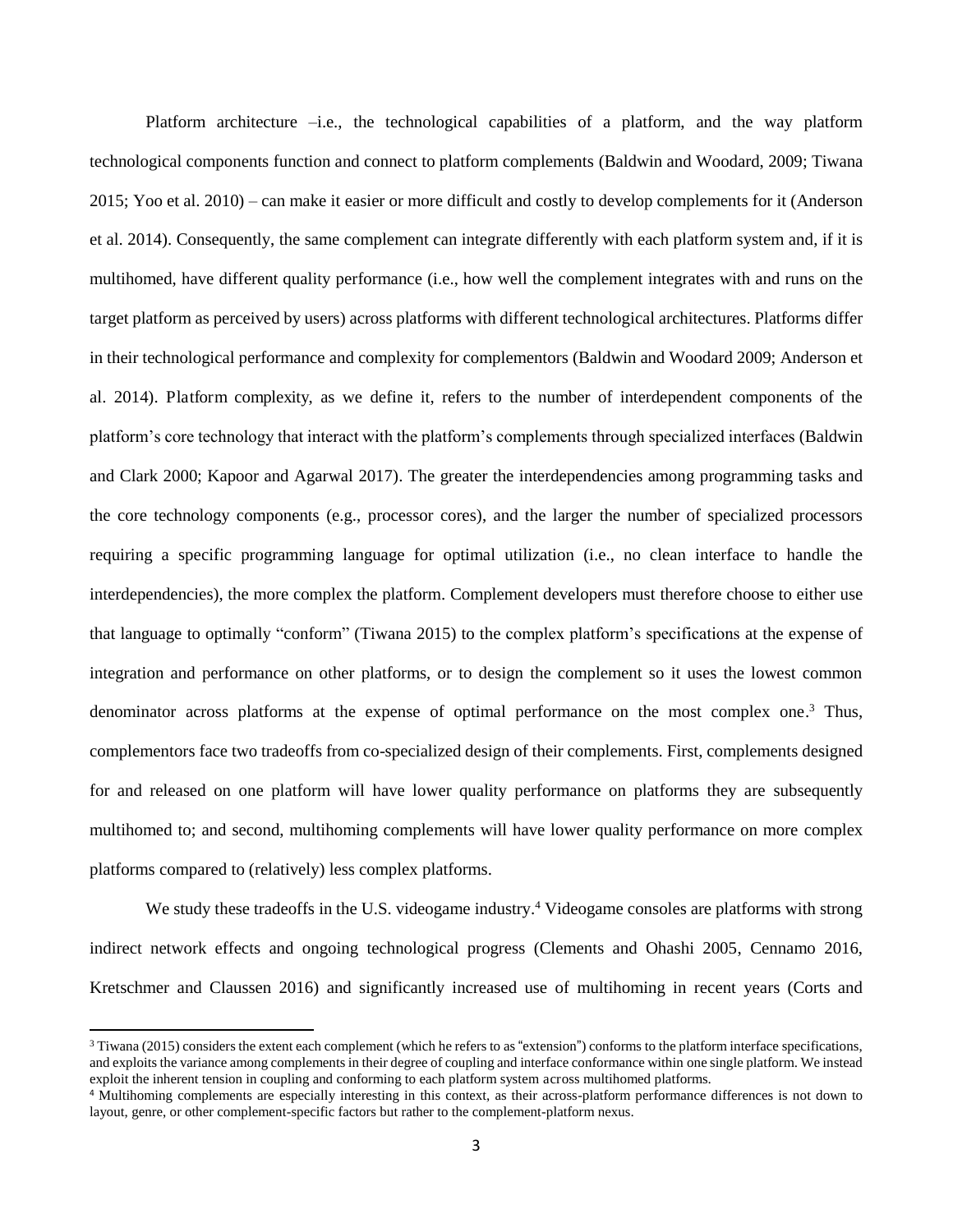Platform architecture –i.e., the technological capabilities of a platform, and the way platform technological components function and connect to platform complements (Baldwin and Woodard, 2009; Tiwana 2015; Yoo et al. 2010) – can make it easier or more difficult and costly to develop complements for it (Anderson et al. 2014). Consequently, the same complement can integrate differently with each platform system and, if it is multihomed, have different quality performance (i.e., how well the complement integrates with and runs on the target platform as perceived by users) across platforms with different technological architectures. Platforms differ in their technological performance and complexity for complementors (Baldwin and Woodard 2009; Anderson et al. 2014). Platform complexity, as we define it, refers to the number of interdependent components of the platform's core technology that interact with the platform's complements through specialized interfaces (Baldwin and Clark 2000; Kapoor and Agarwal 2017). The greater the interdependencies among programming tasks and the core technology components (e.g., processor cores), and the larger the number of specialized processors requiring a specific programming language for optimal utilization (i.e., no clean interface to handle the interdependencies), the more complex the platform. Complement developers must therefore choose to either use that language to optimally "conform" (Tiwana 2015) to the complex platform's specifications at the expense of integration and performance on other platforms, or to design the complement so it uses the lowest common denominator across platforms at the expense of optimal performance on the most complex one.[3] Thus, complementors face two tradeoffs from co-specialized design of their complements. First, complements designed for and released on one platform will have lower quality performance on platforms they are subsequently multihomed to; and second, multihoming complements will have lower quality performance on more complex platforms compared to (relatively) less complex platforms.

We study these tradeoffs in the U.S. videogame industry.[4] Videogame consoles are platforms with strong indirect network effects and ongoing technological progress (Clements and Ohashi 2005, Cennamo 2016, Kretschmer and Claussen 2016) and significantly increased use of multihoming in recent years (Corts and

[3] Tiwana (2015) considers the extent each complement (which he refers to as "extension") conforms to the platform interface specifications, and exploits the variance among complements in their degree of coupling and interface conformance within one single platform. We instead exploit the inherent tension in coupling and conforming to each platform system across multihomed platforms.

[4] Multihoming complements are especially interesting in this context, as their across-platform performance differences is not down to layout, genre, or other complement-specific factors but rather to the complement-platform nexus.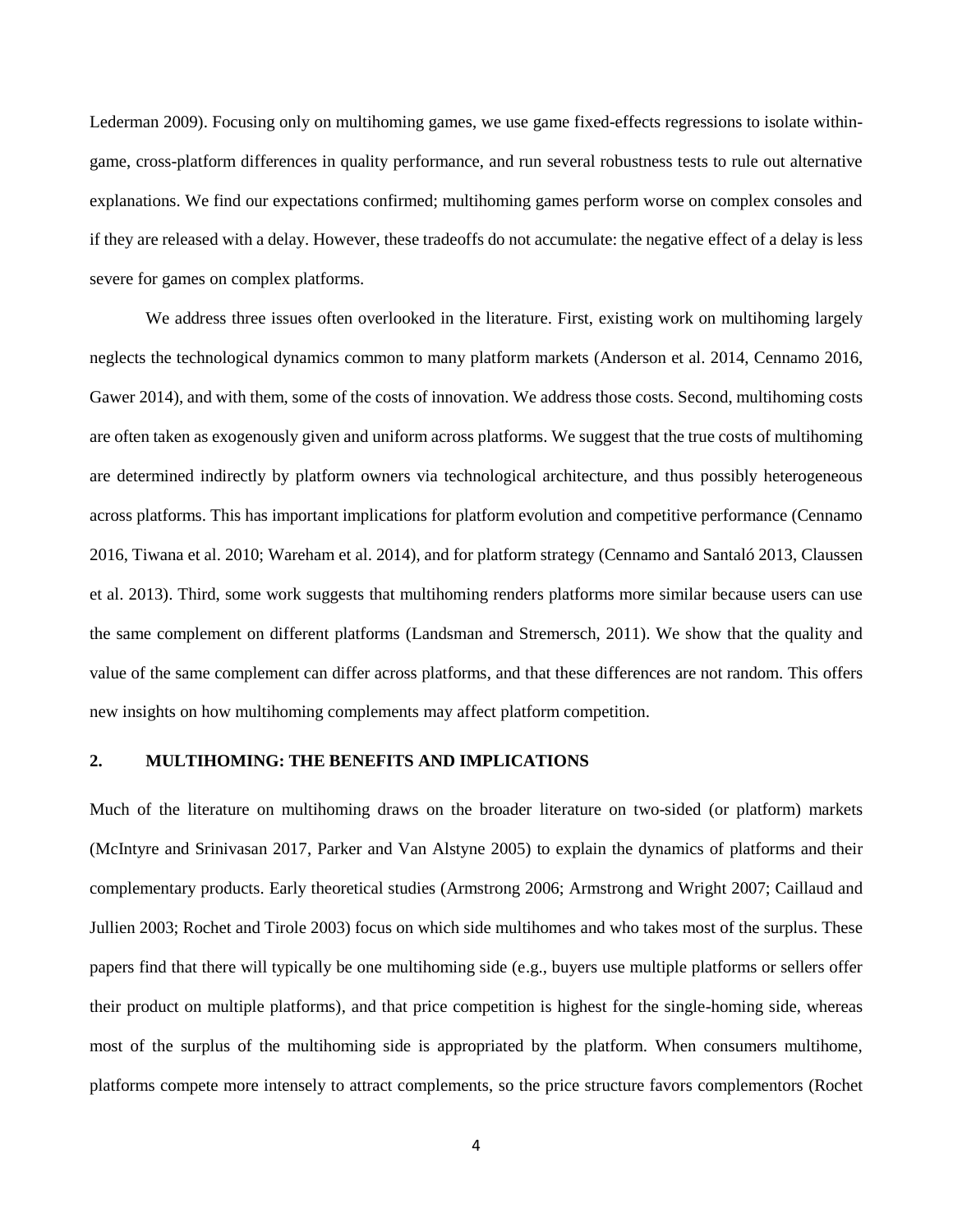Lederman 2009). Focusing only on multihoming games, we use game fixed-effects regressions to isolate within-game, cross-platform differences in quality performance, and run several robustness tests to rule out alternative explanations. We find our expectations confirmed; multihoming games perform worse on complex consoles and if they are released with a delay. However, these tradeoffs do not accumulate: the negative effect of a delay is less severe for games on complex platforms.

We address three issues often overlooked in the literature. First, existing work on multihoming largely neglects the technological dynamics common to many platform markets (Anderson et al. 2014, Cennamo 2016, Gawer 2014), and with them, some of the costs of innovation. We address those costs. Second, multihoming costs are often taken as exogenously given and uniform across platforms. We suggest that the true costs of multihoming are determined indirectly by platform owners via technological architecture, and thus possibly heterogeneous across platforms. This has important implications for platform evolution and competitive performance (Cennamo 2016, Tiwana et al. 2010; Wareham et al. 2014), and for platform strategy (Cennamo and Santaló 2013, Claussen et al. 2013). Third, some work suggests that multihoming renders platforms more similar because users can use the same complement on different platforms (Landsman and Stremersch, 2011). We show that the quality and value of the same complement can differ across platforms, and that these differences are not random. This offers new insights on how multihoming complements may affect platform competition.

## 2. MULTIHOMING: THE BENEFITS AND IMPLICATIONS

Much of the literature on multihoming draws on the broader literature on two-sided (or platform) markets (McIntyre and Srinivasan 2017, Parker and Van Alstyne 2005) to explain the dynamics of platforms and their complementary products. Early theoretical studies (Armstrong 2006; Armstrong and Wright 2007; Caillaud and Jullien 2003; Rochet and Tirole 2003) focus on which side multihomes and who takes most of the surplus. These papers find that there will typically be one multihoming side (e.g., buyers use multiple platforms or sellers offer their product on multiple platforms), and that price competition is highest for the single-homing side, whereas most of the surplus of the multihoming side is appropriated by the platform. When consumers multihome, platforms compete more intensely to attract complements, so the price structure favors complementors (Rochet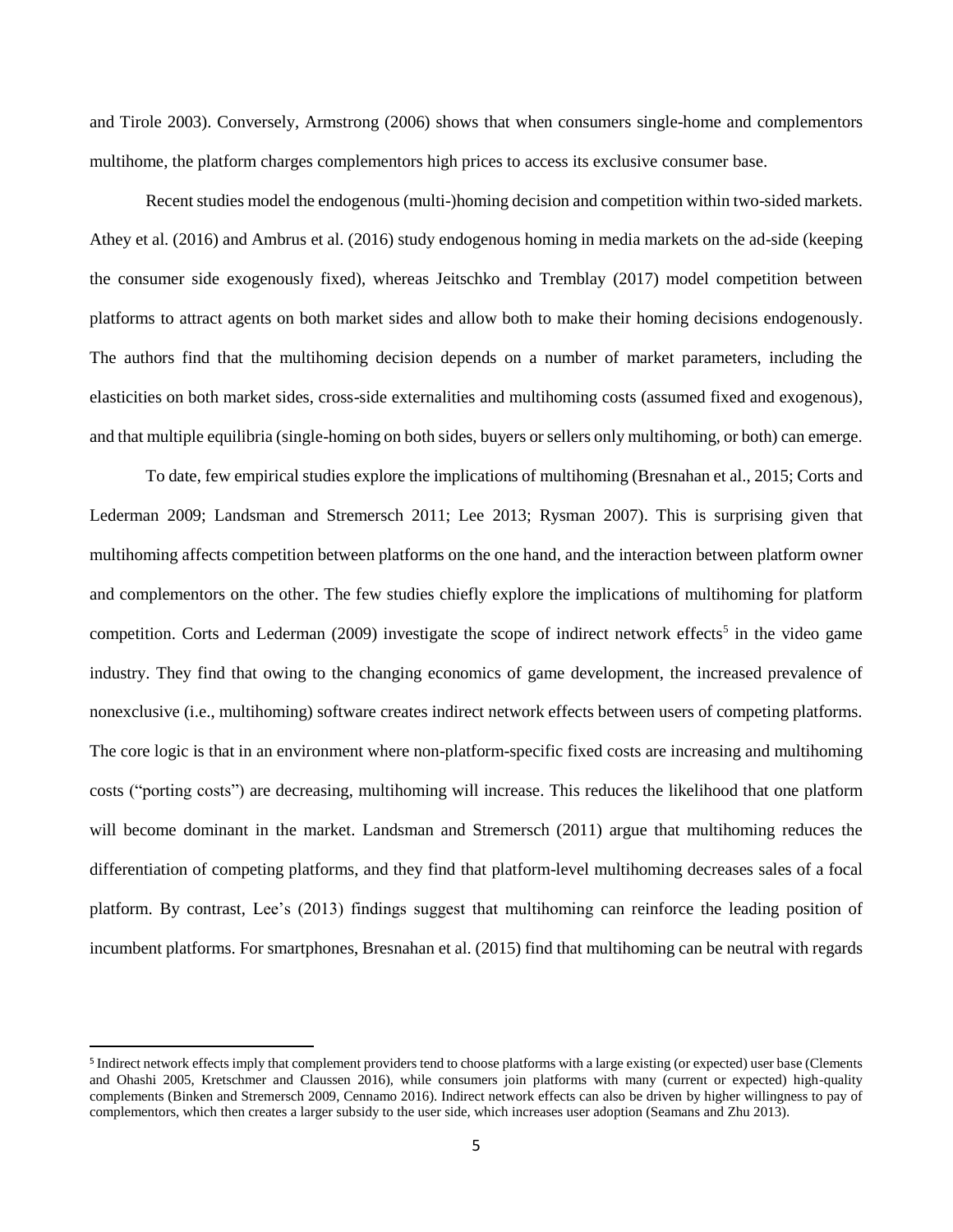and Tirole 2003). Conversely, Armstrong (2006) shows that when consumers single-home and complementors multihome, the platform charges complementors high prices to access its exclusive consumer base.

Recent studies model the endogenous (multi-)homing decision and competition within two-sided markets. Athey et al. (2016) and Ambrus et al. (2016) study endogenous homing in media markets on the ad-side (keeping the consumer side exogenously fixed), whereas Jeitschko and Tremblay (2017) model competition between platforms to attract agents on both market sides and allow both to make their homing decisions endogenously. The authors find that the multihoming decision depends on a number of market parameters, including the elasticities on both market sides, cross-side externalities and multihoming costs (assumed fixed and exogenous), and that multiple equilibria (single-homing on both sides, buyers or sellers only multihoming, or both) can emerge.

To date, few empirical studies explore the implications of multihoming (Bresnahan et al., 2015; Corts and Lederman 2009; Landsman and Stremersch 2011; Lee 2013; Rysman 2007). This is surprising given that multihoming affects competition between platforms on the one hand, and the interaction between platform owner and complementors on the other. The few studies chiefly explore the implications of multihoming for platform competition. Corts and Lederman (2009) investigate the scope of indirect network effects[5] in the video game industry. They find that owing to the changing economics of game development, the increased prevalence of nonexclusive (i.e., multihoming) software creates indirect network effects between users of competing platforms. The core logic is that in an environment where non-platform-specific fixed costs are increasing and multihoming costs ("porting costs") are decreasing, multihoming will increase. This reduces the likelihood that one platform will become dominant in the market. Landsman and Stremersch (2011) argue that multihoming reduces the differentiation of competing platforms, and they find that platform-level multihoming decreases sales of a focal platform. By contrast, Lee's (2013) findings suggest that multihoming can reinforce the leading position of incumbent platforms. For smartphones, Bresnahan et al. (2015) find that multihoming can be neutral with regards

[5] Indirect network effects imply that complement providers tend to choose platforms with a large existing (or expected) user base (Clements and Ohashi 2005, Kretschmer and Claussen 2016), while consumers join platforms with many (current or expected) high-quality complements (Binken and Stremersch 2009, Cennamo 2016). Indirect network effects can also be driven by higher willingness to pay of complementors, which then creates a larger subsidy to the user side, which increases user adoption (Seamans and Zhu 2013).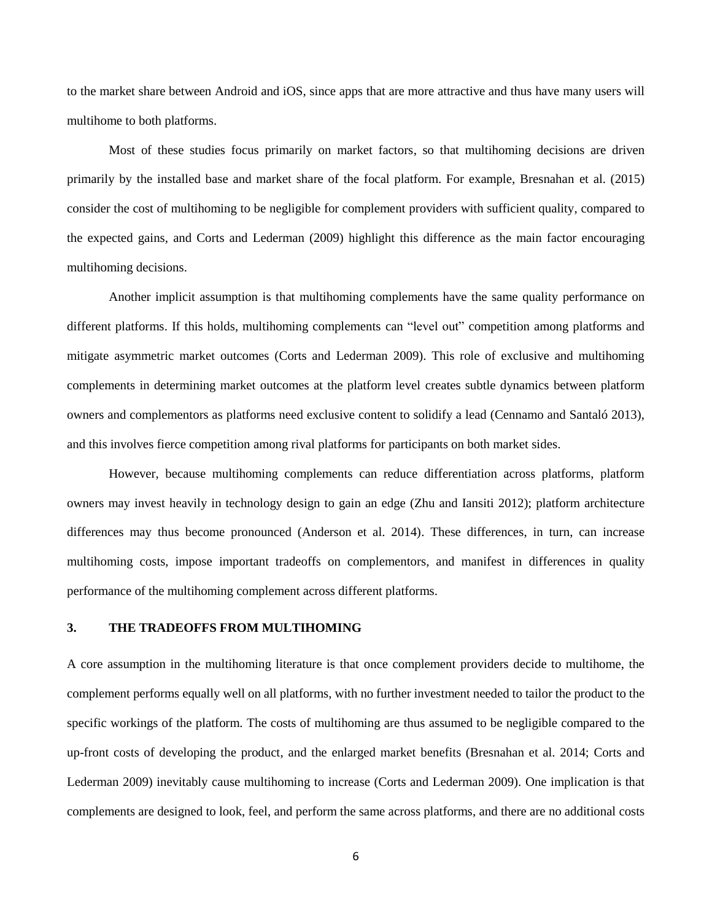to the market share between Android and iOS, since apps that are more attractive and thus have many users will multihome to both platforms.

Most of these studies focus primarily on market factors, so that multihoming decisions are driven primarily by the installed base and market share of the focal platform. For example, Bresnahan et al. (2015) consider the cost of multihoming to be negligible for complement providers with sufficient quality, compared to the expected gains, and Corts and Lederman (2009) highlight this difference as the main factor encouraging multihoming decisions.

Another implicit assumption is that multihoming complements have the same quality performance on different platforms. If this holds, multihoming complements can "level out" competition among platforms and mitigate asymmetric market outcomes (Corts and Lederman 2009). This role of exclusive and multihoming complements in determining market outcomes at the platform level creates subtle dynamics between platform owners and complementors as platforms need exclusive content to solidify a lead (Cennamo and Santaló 2013), and this involves fierce competition among rival platforms for participants on both market sides.

However, because multihoming complements can reduce differentiation across platforms, platform owners may invest heavily in technology design to gain an edge (Zhu and Iansiti 2012); platform architecture differences may thus become pronounced (Anderson et al. 2014). These differences, in turn, can increase multihoming costs, impose important tradeoffs on complementors, and manifest in differences in quality performance of the multihoming complement across different platforms.

## 3. THE TRADEOFFS FROM MULTIHOMING

A core assumption in the multihoming literature is that once complement providers decide to multihome, the complement performs equally well on all platforms, with no further investment needed to tailor the product to the specific workings of the platform. The costs of multihoming are thus assumed to be negligible compared to the up-front costs of developing the product, and the enlarged market benefits (Bresnahan et al. 2014; Corts and Lederman 2009) inevitably cause multihoming to increase (Corts and Lederman 2009). One implication is that complements are designed to look, feel, and perform the same across platforms, and there are no additional costs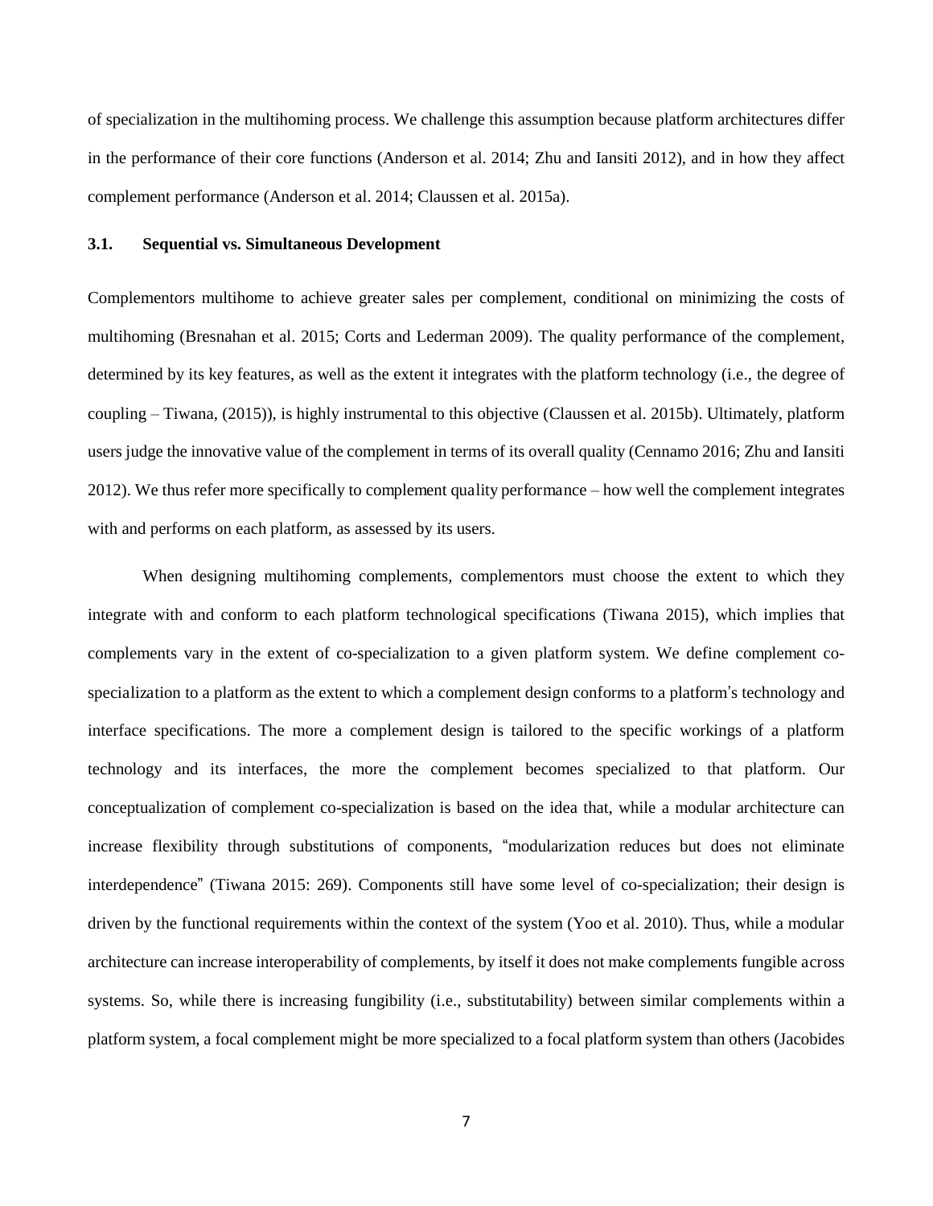of specialization in the multihoming process. We challenge this assumption because platform architectures differ in the performance of their core functions (Anderson et al. 2014; Zhu and Iansiti 2012), and in how they affect complement performance (Anderson et al. 2014; Claussen et al. 2015a).

### 3.1. Sequential vs. Simultaneous Development

Complementors multihome to achieve greater sales per complement, conditional on minimizing the costs of multihoming (Bresnahan et al. 2015; Corts and Lederman 2009). The quality performance of the complement, determined by its key features, as well as the extent it integrates with the platform technology (i.e., the degree of coupling – Tiwana, (2015)), is highly instrumental to this objective (Claussen et al. 2015b). Ultimately, platform users judge the innovative value of the complement in terms of its overall quality (Cennamo 2016; Zhu and Iansiti 2012). We thus refer more specifically to complement quality performance – how well the complement integrates with and performs on each platform, as assessed by its users.

When designing multihoming complements, complementors must choose the extent to which they integrate with and conform to each platform technological specifications (Tiwana 2015), which implies that complements vary in the extent of co-specialization to a given platform system. We define complement co-specialization to a platform as the extent to which a complement design conforms to a platform's technology and interface specifications. The more a complement design is tailored to the specific workings of a platform technology and its interfaces, the more the complement becomes specialized to that platform. Our conceptualization of complement co-specialization is based on the idea that, while a modular architecture can increase flexibility through substitutions of components, "modularization reduces but does not eliminate interdependence" (Tiwana 2015: 269). Components still have some level of co-specialization; their design is driven by the functional requirements within the context of the system (Yoo et al. 2010). Thus, while a modular architecture can increase interoperability of complements, by itself it does not make complements fungible across systems. So, while there is increasing fungibility (i.e., substitutability) between similar complements within a platform system, a focal complement might be more specialized to a focal platform system than others (Jacobides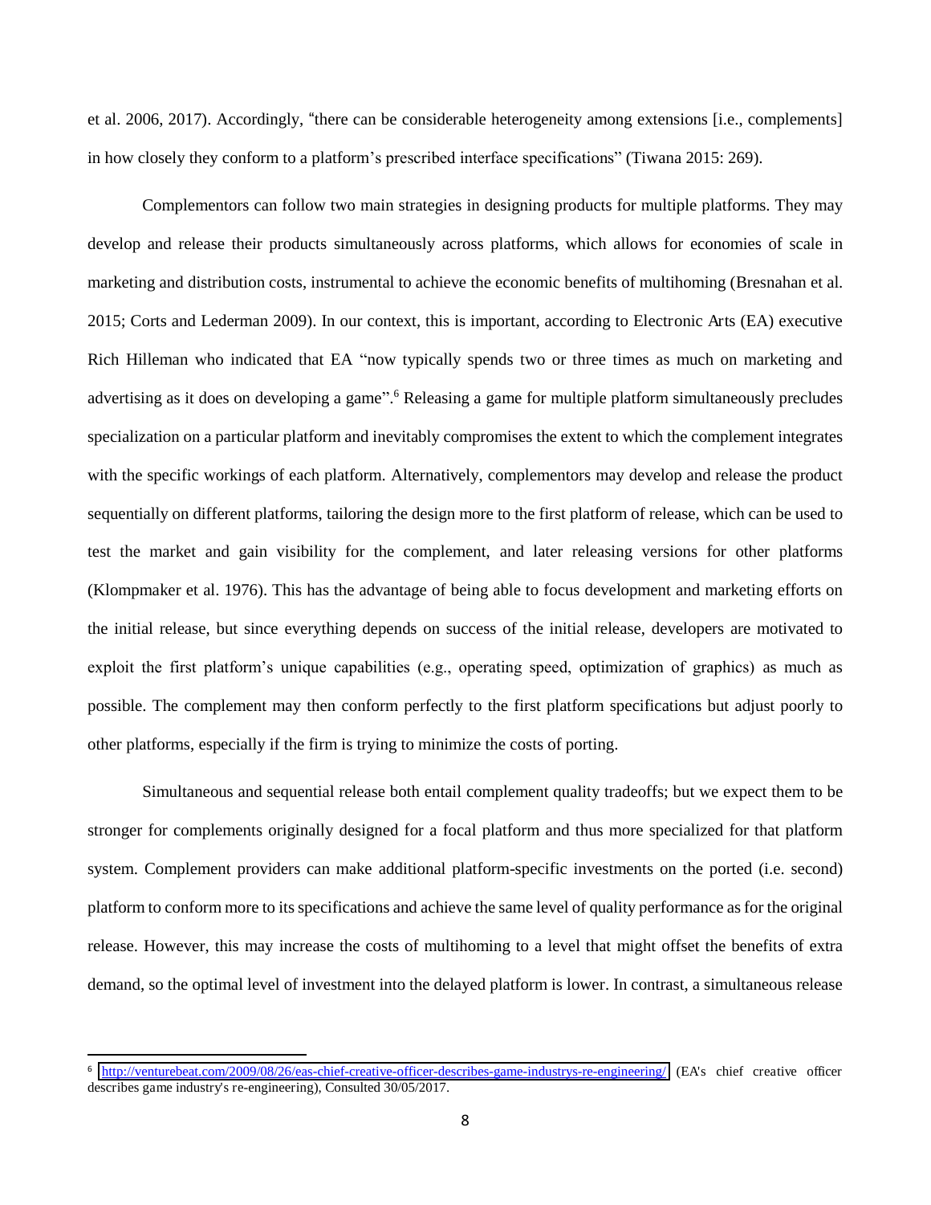et al. 2006, 2017). Accordingly, "there can be considerable heterogeneity among extensions [i.e., complements] in how closely they conform to a platform's prescribed interface specifications" (Tiwana 2015: 269).

Complementors can follow two main strategies in designing products for multiple platforms. They may develop and release their products simultaneously across platforms, which allows for economies of scale in marketing and distribution costs, instrumental to achieve the economic benefits of multihoming (Bresnahan et al. 2015; Corts and Lederman 2009). In our context, this is important, according to Electronic Arts (EA) executive Rich Hilleman who indicated that EA "now typically spends two or three times as much on marketing and advertising as it does on developing a game".[6] Releasing a game for multiple platform simultaneously precludes specialization on a particular platform and inevitably compromises the extent to which the complement integrates with the specific workings of each platform. Alternatively, complementors may develop and release the product sequentially on different platforms, tailoring the design more to the first platform of release, which can be used to test the market and gain visibility for the complement, and later releasing versions for other platforms (Klompmaker et al. 1976). This has the advantage of being able to focus development and marketing efforts on the initial release, but since everything depends on success of the initial release, developers are motivated to exploit the first platform's unique capabilities (e.g., operating speed, optimization of graphics) as much as possible. The complement may then conform perfectly to the first platform specifications but adjust poorly to other platforms, especially if the firm is trying to minimize the costs of porting.

Simultaneous and sequential release both entail complement quality tradeoffs; but we expect them to be stronger for complements originally designed for a focal platform and thus more specialized for that platform system. Complement providers can make additional platform-specific investments on the ported (i.e. second) platform to conform more to its specifications and achieve the same level of quality performance as for the original release. However, this may increase the costs of multihoming to a level that might offset the benefits of extra demand, so the optimal level of investment into the delayed platform is lower. In contrast, a simultaneous release

---

[6] http://venturebeat.com/2009/08/26/eas-chief-creative-officer-describes-game-industrys-re-engineering/ (EA's chief creative officer describes game industry's re-engineering), Consulted 30/05/2017.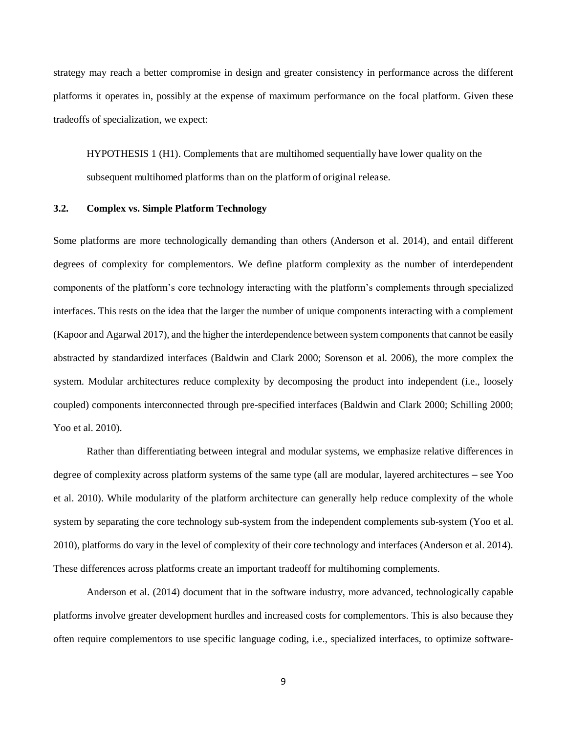strategy may reach a better compromise in design and greater consistency in performance across the different platforms it operates in, possibly at the expense of maximum performance on the focal platform. Given these tradeoffs of specialization, we expect:

HYPOTHESIS 1 (H1). Complements that are multihomed sequentially have lower quality on the subsequent multihomed platforms than on the platform of original release.

### 3.2. Complex vs. Simple Platform Technology

Some platforms are more technologically demanding than others (Anderson et al. 2014), and entail different degrees of complexity for complementors. We define platform complexity as the number of interdependent components of the platform's core technology interacting with the platform's complements through specialized interfaces. This rests on the idea that the larger the number of unique components interacting with a complement (Kapoor and Agarwal 2017), and the higher the interdependence between system components that cannot be easily abstracted by standardized interfaces (Baldwin and Clark 2000; Sorenson et al. 2006), the more complex the system. Modular architectures reduce complexity by decomposing the product into independent (i.e., loosely coupled) components interconnected through pre-specified interfaces (Baldwin and Clark 2000; Schilling 2000; Yoo et al. 2010).

Rather than differentiating between integral and modular systems, we emphasize relative differences in degree of complexity across platform systems of the same type (all are modular, layered architectures – see Yoo et al. 2010). While modularity of the platform architecture can generally help reduce complexity of the whole system by separating the core technology sub-system from the independent complements sub-system (Yoo et al. 2010), platforms do vary in the level of complexity of their core technology and interfaces (Anderson et al. 2014). These differences across platforms create an important tradeoff for multihoming complements.

Anderson et al. (2014) document that in the software industry, more advanced, technologically capable platforms involve greater development hurdles and increased costs for complementors. This is also because they often require complementors to use specific language coding, i.e., specialized interfaces, to optimize software-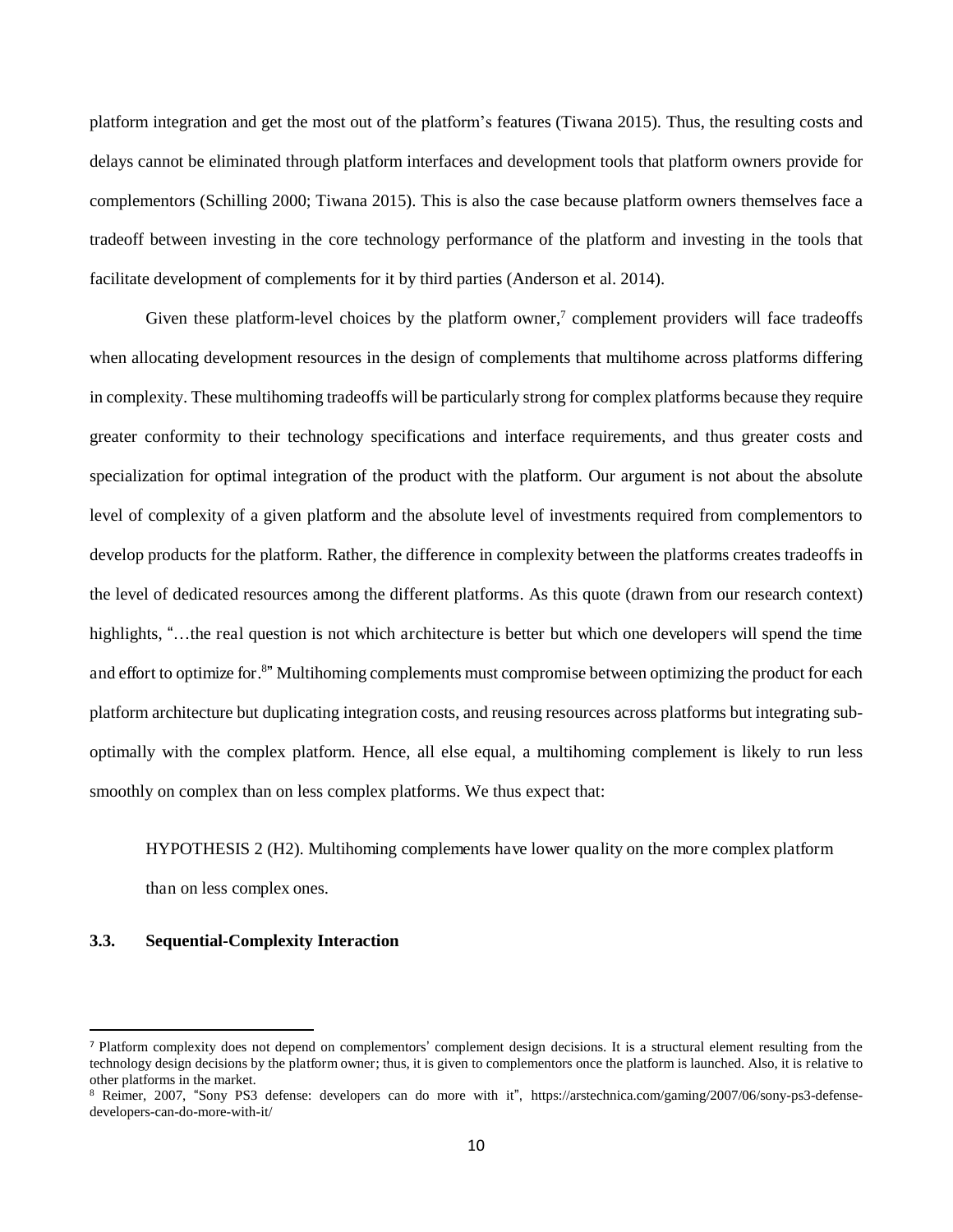platform integration and get the most out of the platform's features (Tiwana 2015). Thus, the resulting costs and delays cannot be eliminated through platform interfaces and development tools that platform owners provide for complementors (Schilling 2000; Tiwana 2015). This is also the case because platform owners themselves face a tradeoff between investing in the core technology performance of the platform and investing in the tools that facilitate development of complements for it by third parties (Anderson et al. 2014).

Given these platform-level choices by the platform owner,[7] complement providers will face tradeoffs when allocating development resources in the design of complements that multihome across platforms differing in complexity. These multihoming tradeoffs will be particularly strong for complex platforms because they require greater conformity to their technology specifications and interface requirements, and thus greater costs and specialization for optimal integration of the product with the platform. Our argument is not about the absolute level of complexity of a given platform and the absolute level of investments required from complementors to develop products for the platform. Rather, the difference in complexity between the platforms creates tradeoffs in the level of dedicated resources among the different platforms. As this quote (drawn from our research context) highlights, "…the real question is not which architecture is better but which one developers will spend the time and effort to optimize for.[8]" Multihoming complements must compromise between optimizing the product for each platform architecture but duplicating integration costs, and reusing resources across platforms but integrating sub-optimally with the complex platform. Hence, all else equal, a multihoming complement is likely to run less smoothly on complex than on less complex platforms. We thus expect that:

HYPOTHESIS 2 (H2). Multihoming complements have lower quality on the more complex platform than on less complex ones.

### 3.3. Sequential-Complexity Interaction

---

[7] Platform complexity does not depend on complementors' complement design decisions. It is a structural element resulting from the technology design decisions by the platform owner; thus, it is given to complementors once the platform is launched. Also, it is relative to other platforms in the market.

[8] Reimer, 2007, "Sony PS3 defense: developers can do more with it", https://arstechnica.com/gaming/2007/06/sony-ps3-defense-developers-can-do-more-with-it/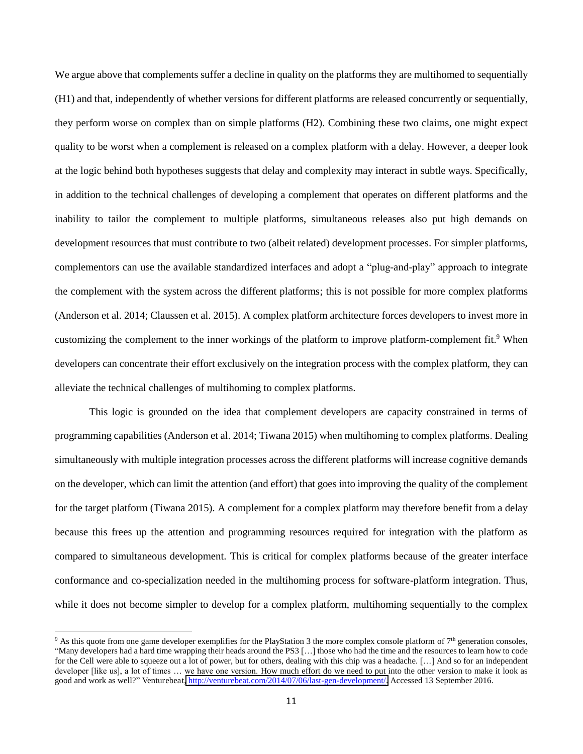We argue above that complements suffer a decline in quality on the platforms they are multihomed to sequentially (H1) and that, independently of whether versions for different platforms are released concurrently or sequentially, they perform worse on complex than on simple platforms (H2). Combining these two claims, one might expect quality to be worst when a complement is released on a complex platform with a delay. However, a deeper look at the logic behind both hypotheses suggests that delay and complexity may interact in subtle ways. Specifically, in addition to the technical challenges of developing a complement that operates on different platforms and the inability to tailor the complement to multiple platforms, simultaneous releases also put high demands on development resources that must contribute to two (albeit related) development processes. For simpler platforms, complementors can use the available standardized interfaces and adopt a "plug-and-play" approach to integrate the complement with the system across the different platforms; this is not possible for more complex platforms (Anderson et al. 2014; Claussen et al. 2015). A complex platform architecture forces developers to invest more in customizing the complement to the inner workings of the platform to improve platform-complement fit.[9] When developers can concentrate their effort exclusively on the integration process with the complex platform, they can alleviate the technical challenges of multihoming to complex platforms.

This logic is grounded on the idea that complement developers are capacity constrained in terms of programming capabilities (Anderson et al. 2014; Tiwana 2015) when multihoming to complex platforms. Dealing simultaneously with multiple integration processes across the different platforms will increase cognitive demands on the developer, which can limit the attention (and effort) that goes into improving the quality of the complement for the target platform (Tiwana 2015). A complement for a complex platform may therefore benefit from a delay because this frees up the attention and programming resources required for integration with the platform as compared to simultaneous development. This is critical for complex platforms because of the greater interface conformance and co-specialization needed in the multihoming process for software-platform integration. Thus, while it does not become simpler to develop for a complex platform, multihoming sequentially to the complex

[9] As this quote from one game developer exemplifies for the PlayStation 3 the more complex console platform of 7th generation consoles, "Many developers had a hard time wrapping their heads around the PS3 […] those who had the time and the resources to learn how to code for the Cell were able to squeeze out a lot of power, but for others, dealing with this chip was a headache. […] And so for an independent developer [like us], a lot of times … we have one version. How much effort do we need to put into the other version to make it look as good and work as well?" Venturebeat, http://venturebeat.com/2014/07/06/last-gen-development/. Accessed 13 September 2016.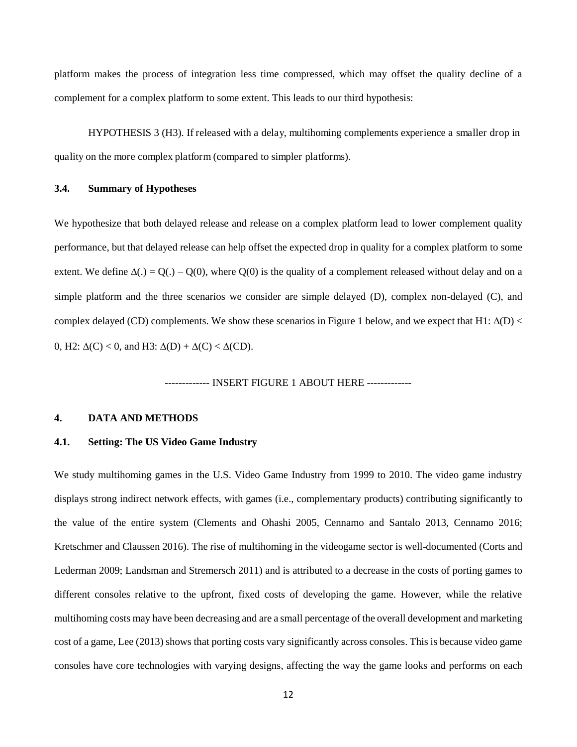platform makes the process of integration less time compressed, which may offset the quality decline of a complement for a complex platform to some extent. This leads to our third hypothesis:

HYPOTHESIS 3 (H3). If released with a delay, multihoming complements experience a smaller drop in quality on the more complex platform (compared to simpler platforms).

### 3.4. Summary of Hypotheses

We hypothesize that both delayed release and release on a complex platform lead to lower complement quality performance, but that delayed release can help offset the expected drop in quality for a complex platform to some extent. We define $\Delta(.) = Q(.) - Q(0)$, where $Q(0)$ is the quality of a complement released without delay and on a simple platform and the three scenarios we consider are simple delayed (D), complex non-delayed (C), and complex delayed (CD) complements. We show these scenarios in Figure 1 below, and we expect that H1: $\Delta(D) < 0$, H2: $\Delta(C) < 0$, and H3: $\Delta(D) + \Delta(C) < \Delta(CD)$.

------------- INSERT FIGURE 1 ABOUT HERE -------------

## 4. DATA AND METHODS

### 4.1. Setting: The US Video Game Industry

We study multihoming games in the U.S. Video Game Industry from 1999 to 2010. The video game industry displays strong indirect network effects, with games (i.e., complementary products) contributing significantly to the value of the entire system (Clements and Ohashi 2005, Cennamo and Santalo 2013, Cennamo 2016; Kretschmer and Claussen 2016). The rise of multihoming in the videogame sector is well-documented (Corts and Lederman 2009; Landsman and Stremersch 2011) and is attributed to a decrease in the costs of porting games to different consoles relative to the upfront, fixed costs of developing the game. However, while the relative multihoming costs may have been decreasing and are a small percentage of the overall development and marketing cost of a game, Lee (2013) shows that porting costs vary significantly across consoles. This is because video game consoles have core technologies with varying designs, affecting the way the game looks and performs on each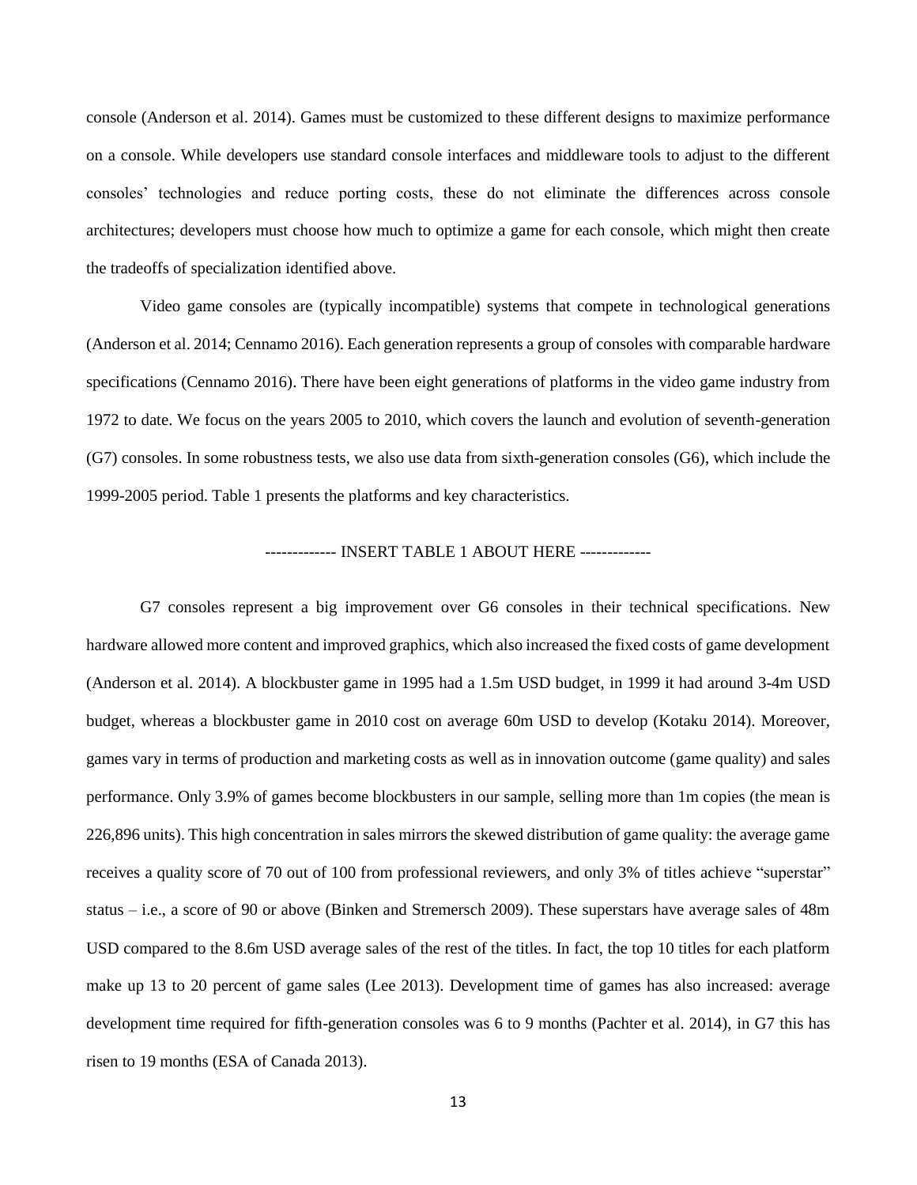console (Anderson et al. 2014). Games must be customized to these different designs to maximize performance on a console. While developers use standard console interfaces and middleware tools to adjust to the different consoles' technologies and reduce porting costs, these do not eliminate the differences across console architectures; developers must choose how much to optimize a game for each console, which might then create the tradeoffs of specialization identified above.

Video game consoles are (typically incompatible) systems that compete in technological generations (Anderson et al. 2014; Cennamo 2016). Each generation represents a group of consoles with comparable hardware specifications (Cennamo 2016). There have been eight generations of platforms in the video game industry from 1972 to date. We focus on the years 2005 to 2010, which covers the launch and evolution of seventh-generation (G7) consoles. In some robustness tests, we also use data from sixth-generation consoles (G6), which include the 1999-2005 period. Table 1 presents the platforms and key characteristics.

------------- INSERT TABLE 1 ABOUT HERE -------------

G7 consoles represent a big improvement over G6 consoles in their technical specifications. New hardware allowed more content and improved graphics, which also increased the fixed costs of game development (Anderson et al. 2014). A blockbuster game in 1995 had a 1.5m USD budget, in 1999 it had around 3-4m USD budget, whereas a blockbuster game in 2010 cost on average 60m USD to develop (Kotaku 2014). Moreover, games vary in terms of production and marketing costs as well as in innovation outcome (game quality) and sales performance. Only 3.9% of games become blockbusters in our sample, selling more than 1m copies (the mean is 226,896 units). This high concentration in sales mirrors the skewed distribution of game quality: the average game receives a quality score of 70 out of 100 from professional reviewers, and only 3% of titles achieve "superstar" status – i.e., a score of 90 or above (Binken and Stremersch 2009). These superstars have average sales of 48m USD compared to the 8.6m USD average sales of the rest of the titles. In fact, the top 10 titles for each platform make up 13 to 20 percent of game sales (Lee 2013). Development time of games has also increased: average development time required for fifth-generation consoles was 6 to 9 months (Pachter et al. 2014), in G7 this has risen to 19 months (ESA of Canada 2013).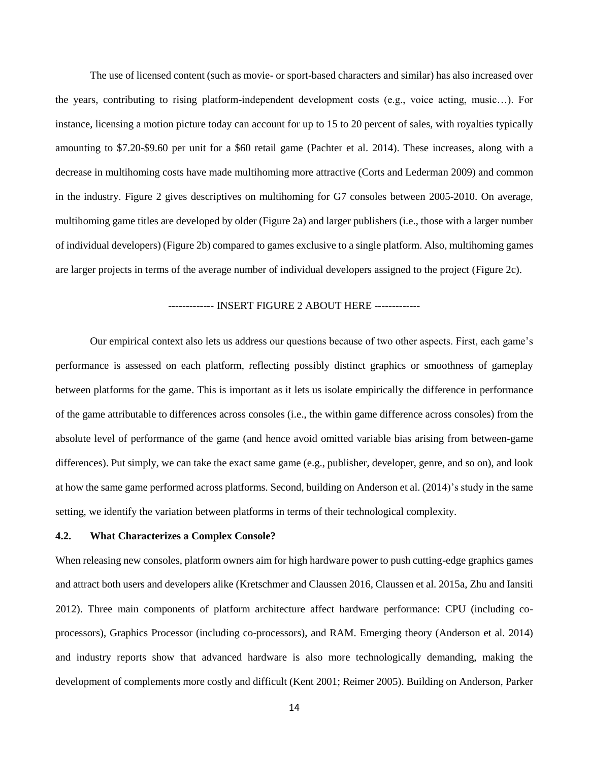The use of licensed content (such as movie- or sport-based characters and similar) has also increased over the years, contributing to rising platform-independent development costs (e.g., voice acting, music…). For instance, licensing a motion picture today can account for up to 15 to 20 percent of sales, with royalties typically amounting to $7.20-$9.60 per unit for a $60 retail game (Pachter et al. 2014). These increases, along with a decrease in multihoming costs have made multihoming more attractive (Corts and Lederman 2009) and common in the industry. Figure 2 gives descriptives on multihoming for G7 consoles between 2005-2010. On average, multihoming game titles are developed by older (Figure 2a) and larger publishers (i.e., those with a larger number of individual developers) (Figure 2b) compared to games exclusive to a single platform. Also, multihoming games are larger projects in terms of the average number of individual developers assigned to the project (Figure 2c).

------------- INSERT FIGURE 2 ABOUT HERE -------------

Our empirical context also lets us address our questions because of two other aspects. First, each game's performance is assessed on each platform, reflecting possibly distinct graphics or smoothness of gameplay between platforms for the game. This is important as it lets us isolate empirically the difference in performance of the game attributable to differences across consoles (i.e., the within game difference across consoles) from the absolute level of performance of the game (and hence avoid omitted variable bias arising from between-game differences). Put simply, we can take the exact same game (e.g., publisher, developer, genre, and so on), and look at how the same game performed across platforms. Second, building on Anderson et al. (2014)'s study in the same setting, we identify the variation between platforms in terms of their technological complexity.

### 4.2. What Characterizes a Complex Console?

When releasing new consoles, platform owners aim for high hardware power to push cutting-edge graphics games and attract both users and developers alike (Kretschmer and Claussen 2016, Claussen et al. 2015a, Zhu and Iansiti 2012). Three main components of platform architecture affect hardware performance: CPU (including co-processors), Graphics Processor (including co-processors), and RAM. Emerging theory (Anderson et al. 2014) and industry reports show that advanced hardware is also more technologically demanding, making the development of complements more costly and difficult (Kent 2001; Reimer 2005). Building on Anderson, Parker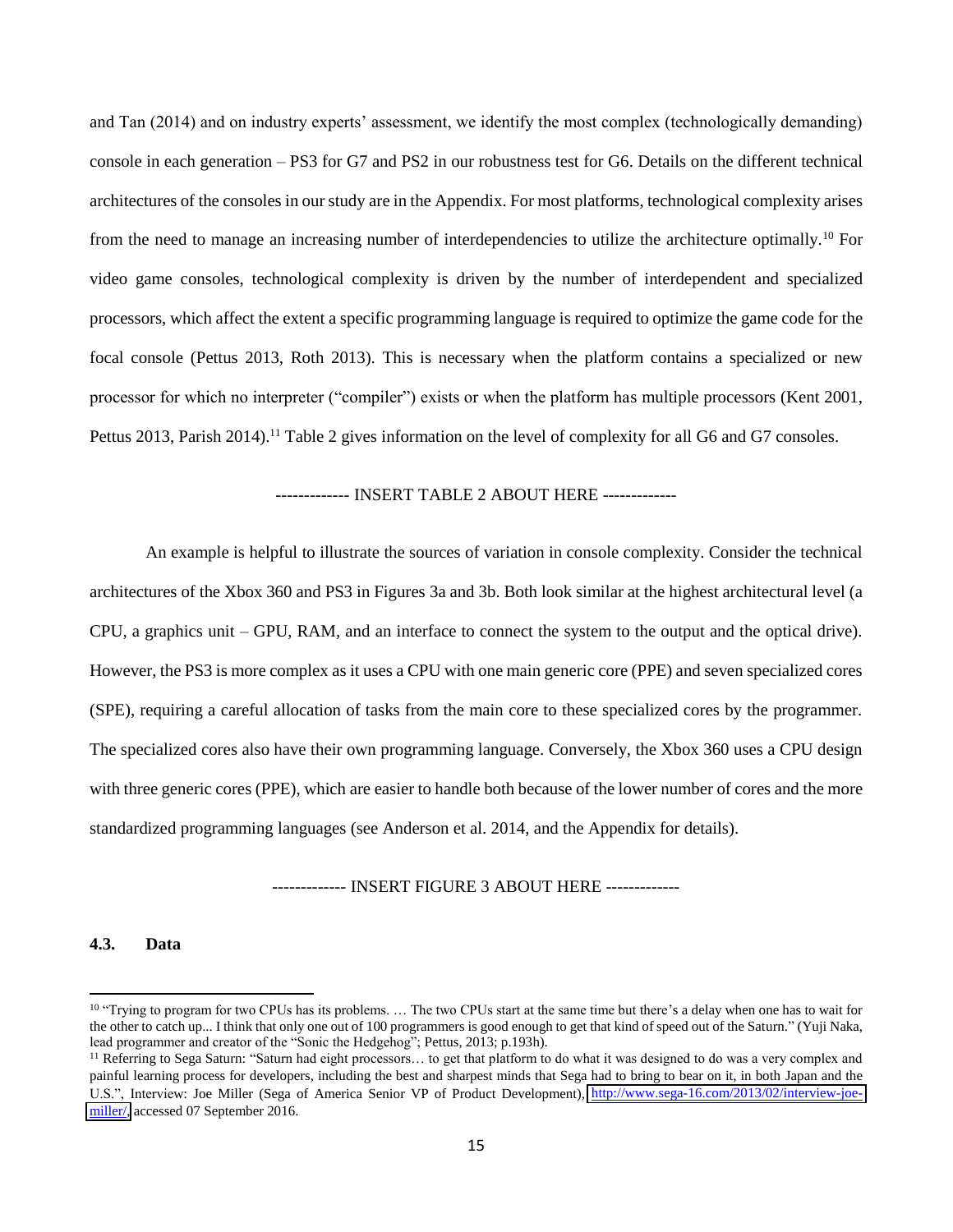and Tan (2014) and on industry experts' assessment, we identify the most complex (technologically demanding) console in each generation – PS3 for G7 and PS2 in our robustness test for G6. Details on the different technical architectures of the consoles in our study are in the Appendix. For most platforms, technological complexity arises from the need to manage an increasing number of interdependencies to utilize the architecture optimally.[10] For video game consoles, technological complexity is driven by the number of interdependent and specialized processors, which affect the extent a specific programming language is required to optimize the game code for the focal console (Pettus 2013, Roth 2013). This is necessary when the platform contains a specialized or new processor for which no interpreter ("compiler") exists or when the platform has multiple processors (Kent 2001, Pettus 2013, Parish 2014).[11] Table 2 gives information on the level of complexity for all G6 and G7 consoles.

------------- INSERT TABLE 2 ABOUT HERE -------------

An example is helpful to illustrate the sources of variation in console complexity. Consider the technical architectures of the Xbox 360 and PS3 in Figures 3a and 3b. Both look similar at the highest architectural level (a CPU, a graphics unit – GPU, RAM, and an interface to connect the system to the output and the optical drive). However, the PS3 is more complex as it uses a CPU with one main generic core (PPE) and seven specialized cores (SPE), requiring a careful allocation of tasks from the main core to these specialized cores by the programmer. The specialized cores also have their own programming language. Conversely, the Xbox 360 uses a CPU design with three generic cores (PPE), which are easier to handle both because of the lower number of cores and the more standardized programming languages (see Anderson et al. 2014, and the Appendix for details).

------------- INSERT FIGURE 3 ABOUT HERE -------------

### 4.3. Data

[10] "Trying to program for two CPUs has its problems. … The two CPUs start at the same time but there's a delay when one has to wait for the other to catch up... I think that only one out of 100 programmers is good enough to get that kind of speed out of the Saturn." (Yuji Naka, lead programmer and creator of the "Sonic the Hedgehog"; Pettus, 2013; p.193h).

[11] Referring to Sega Saturn: "Saturn had eight processors… to get that platform to do what it was designed to do was a very complex and painful learning process for developers, including the best and sharpest minds that Sega had to bring to bear on it, in both Japan and the U.S.", Interview: Joe Miller (Sega of America Senior VP of Product Development), http://www.sega-16.com/2013/02/interview-joe-miller/, accessed 07 September 2016.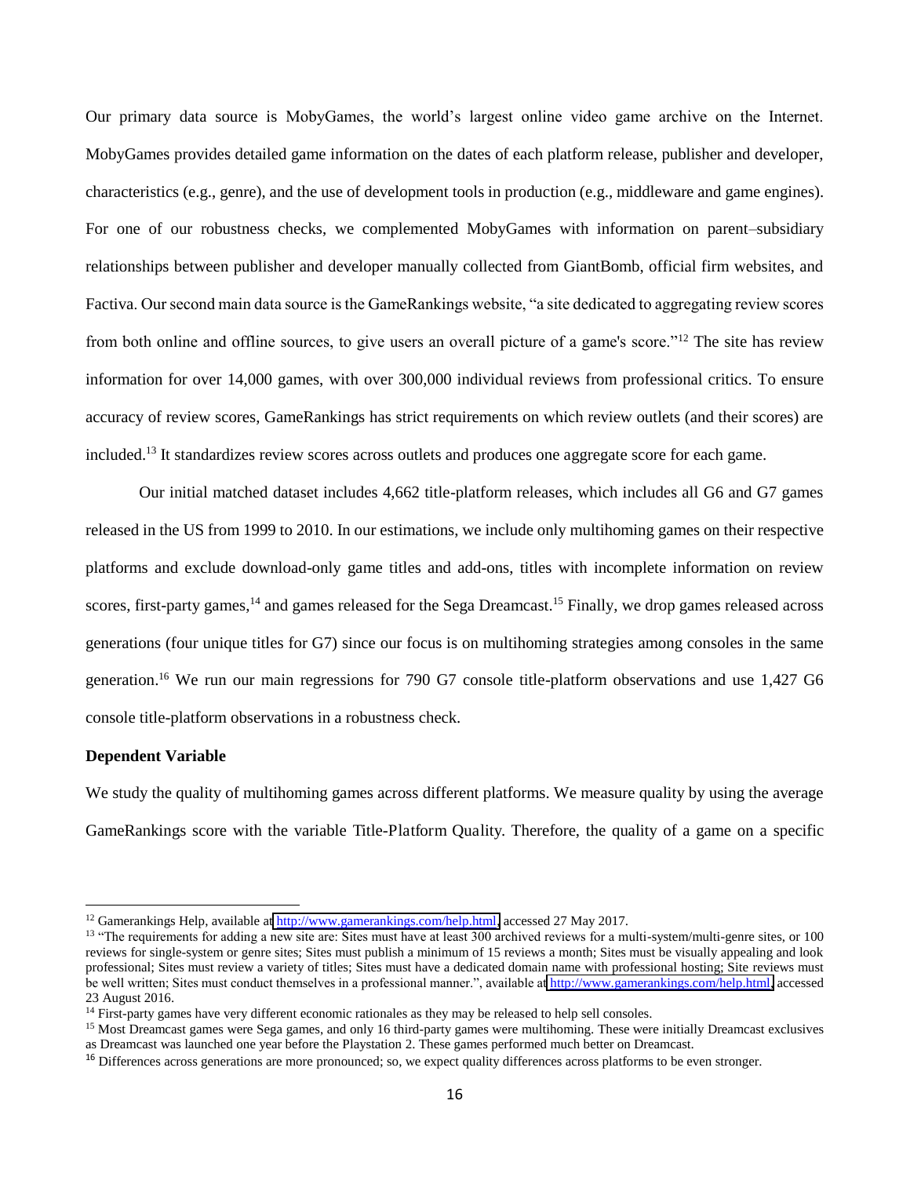Our primary data source is MobyGames, the world's largest online video game archive on the Internet. MobyGames provides detailed game information on the dates of each platform release, publisher and developer, characteristics (e.g., genre), and the use of development tools in production (e.g., middleware and game engines). For one of our robustness checks, we complemented MobyGames with information on parent–subsidiary relationships between publisher and developer manually collected from GiantBomb, official firm websites, and Factiva. Our second main data source is the GameRankings website, "a site dedicated to aggregating review scores from both online and offline sources, to give users an overall picture of a game's score."[12] The site has review information for over 14,000 games, with over 300,000 individual reviews from professional critics. To ensure accuracy of review scores, GameRankings has strict requirements on which review outlets (and their scores) are included.[13] It standardizes review scores across outlets and produces one aggregate score for each game.

Our initial matched dataset includes 4,662 title-platform releases, which includes all G6 and G7 games released in the US from 1999 to 2010. In our estimations, we include only multihoming games on their respective platforms and exclude download-only game titles and add-ons, titles with incomplete information on review scores, first-party games,[14] and games released for the Sega Dreamcast.[15] Finally, we drop games released across generations (four unique titles for G7) since our focus is on multihoming strategies among consoles in the same generation.[16] We run our main regressions for 790 G7 console title-platform observations and use 1,427 G6 console title-platform observations in a robustness check.

**Dependent Variable**

We study the quality of multihoming games across different platforms. We measure quality by using the average GameRankings score with the variable Title-Platform Quality. Therefore, the quality of a game on a specific

---

[12] Gamerankings Help, available at http://www.gamerankings.com/help.html, accessed 27 May 2017.

[13] "The requirements for adding a new site are: Sites must have at least 300 archived reviews for a multi-system/multi-genre sites, or 100 reviews for single-system or genre sites; Sites must publish a minimum of 15 reviews a month; Sites must be visually appealing and look professional; Sites must review a variety of titles; Sites must have a dedicated domain name with professional hosting; Site reviews must be well written; Sites must conduct themselves in a professional manner.", available at http://www.gamerankings.com/help.html, accessed 23 August 2016.

[14] First-party games have very different economic rationales as they may be released to help sell consoles.

[15] Most Dreamcast games were Sega games, and only 16 third-party games were multihoming. These were initially Dreamcast exclusives as Dreamcast was launched one year before the Playstation 2. These games performed much better on Dreamcast.

[16] Differences across generations are more pronounced; so, we expect quality differences across platforms to be even stronger.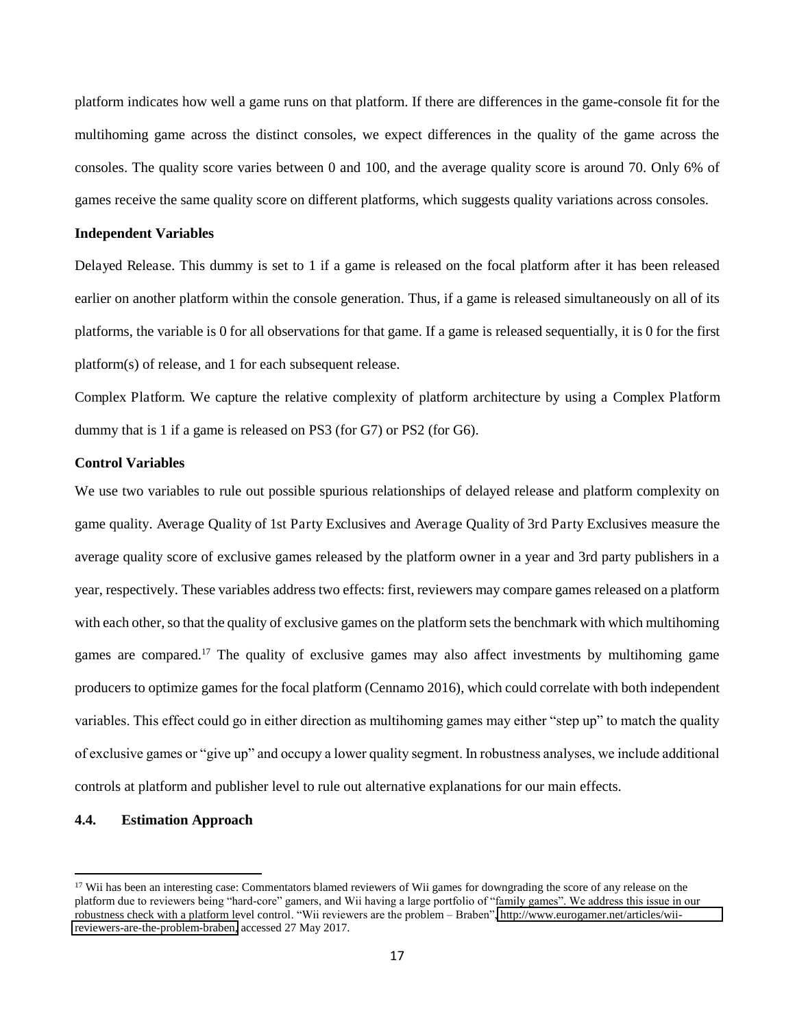platform indicates how well a game runs on that platform. If there are differences in the game-console fit for the multihoming game across the distinct consoles, we expect differences in the quality of the game across the consoles. The quality score varies between 0 and 100, and the average quality score is around 70. Only 6% of games receive the same quality score on different platforms, which suggests quality variations across consoles.

**Independent Variables**

Delayed Release. This dummy is set to 1 if a game is released on the focal platform after it has been released earlier on another platform within the console generation. Thus, if a game is released simultaneously on all of its platforms, the variable is 0 for all observations for that game. If a game is released sequentially, it is 0 for the first platform(s) of release, and 1 for each subsequent release.

Complex Platform. We capture the relative complexity of platform architecture by using a Complex Platform dummy that is 1 if a game is released on PS3 (for G7) or PS2 (for G6).

**Control Variables**

We use two variables to rule out possible spurious relationships of delayed release and platform complexity on game quality. Average Quality of 1st Party Exclusives and Average Quality of 3rd Party Exclusives measure the average quality score of exclusive games released by the platform owner in a year and 3rd party publishers in a year, respectively. These variables address two effects: first, reviewers may compare games released on a platform with each other, so that the quality of exclusive games on the platform sets the benchmark with which multihoming games are compared.[17] The quality of exclusive games may also affect investments by multihoming game producers to optimize games for the focal platform (Cennamo 2016), which could correlate with both independent variables. This effect could go in either direction as multihoming games may either "step up" to match the quality of exclusive games or "give up" and occupy a lower quality segment. In robustness analyses, we include additional controls at platform and publisher level to rule out alternative explanations for our main effects.

### 4.4. Estimation Approach

[17] Wii has been an interesting case: Commentators blamed reviewers of Wii games for downgrading the score of any release on the platform due to reviewers being "hard-core" gamers, and Wii having a large portfolio of "family games". We address this issue in our robustness check with a platform level control. "Wii reviewers are the problem – Braben", http://www.eurogamer.net/articles/wii-reviewers-are-the-problem-braben, accessed 27 May 2017.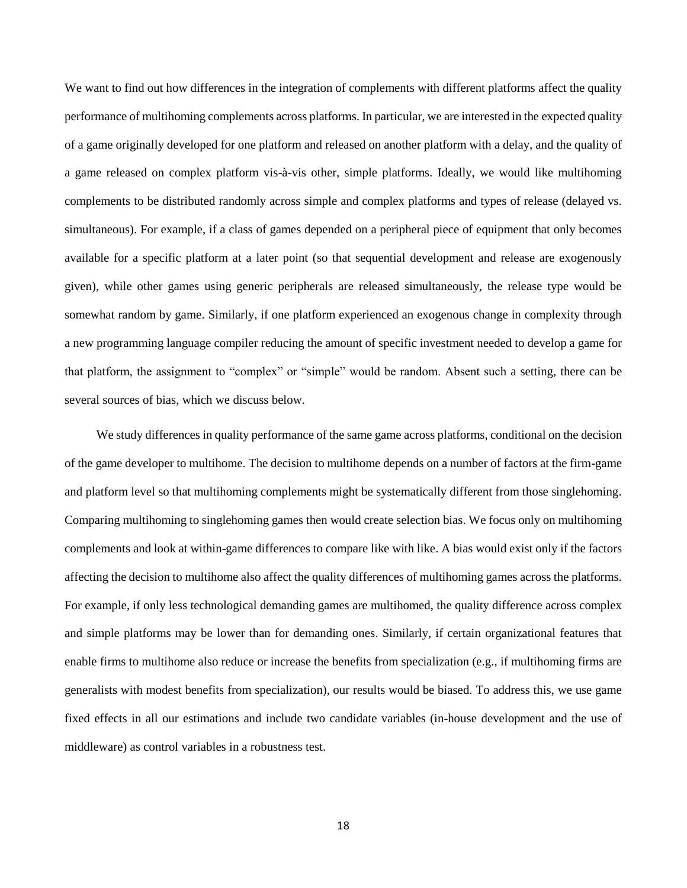We want to find out how differences in the integration of complements with different platforms affect the quality performance of multihoming complements across platforms. In particular, we are interested in the expected quality of a game originally developed for one platform and released on another platform with a delay, and the quality of a game released on complex platform vis-à-vis other, simple platforms. Ideally, we would like multihoming complements to be distributed randomly across simple and complex platforms and types of release (delayed vs. simultaneous). For example, if a class of games depended on a peripheral piece of equipment that only becomes available for a specific platform at a later point (so that sequential development and release are exogenously given), while other games using generic peripherals are released simultaneously, the release type would be somewhat random by game. Similarly, if one platform experienced an exogenous change in complexity through a new programming language compiler reducing the amount of specific investment needed to develop a game for that platform, the assignment to "complex" or "simple" would be random. Absent such a setting, there can be several sources of bias, which we discuss below.

We study differences in quality performance of the same game across platforms, conditional on the decision of the game developer to multihome. The decision to multihome depends on a number of factors at the firm-game and platform level so that multihoming complements might be systematically different from those singlehoming. Comparing multihoming to singlehoming games then would create selection bias. We focus only on multihoming complements and look at within-game differences to compare like with like. A bias would exist only if the factors affecting the decision to multihome also affect the quality differences of multihoming games across the platforms. For example, if only less technological demanding games are multihomed, the quality difference across complex and simple platforms may be lower than for demanding ones. Similarly, if certain organizational features that enable firms to multihome also reduce or increase the benefits from specialization (e.g., if multihoming firms are generalists with modest benefits from specialization), our results would be biased. To address this, we use game fixed effects in all our estimations and include two candidate variables (in-house development and the use of middleware) as control variables in a robustness test.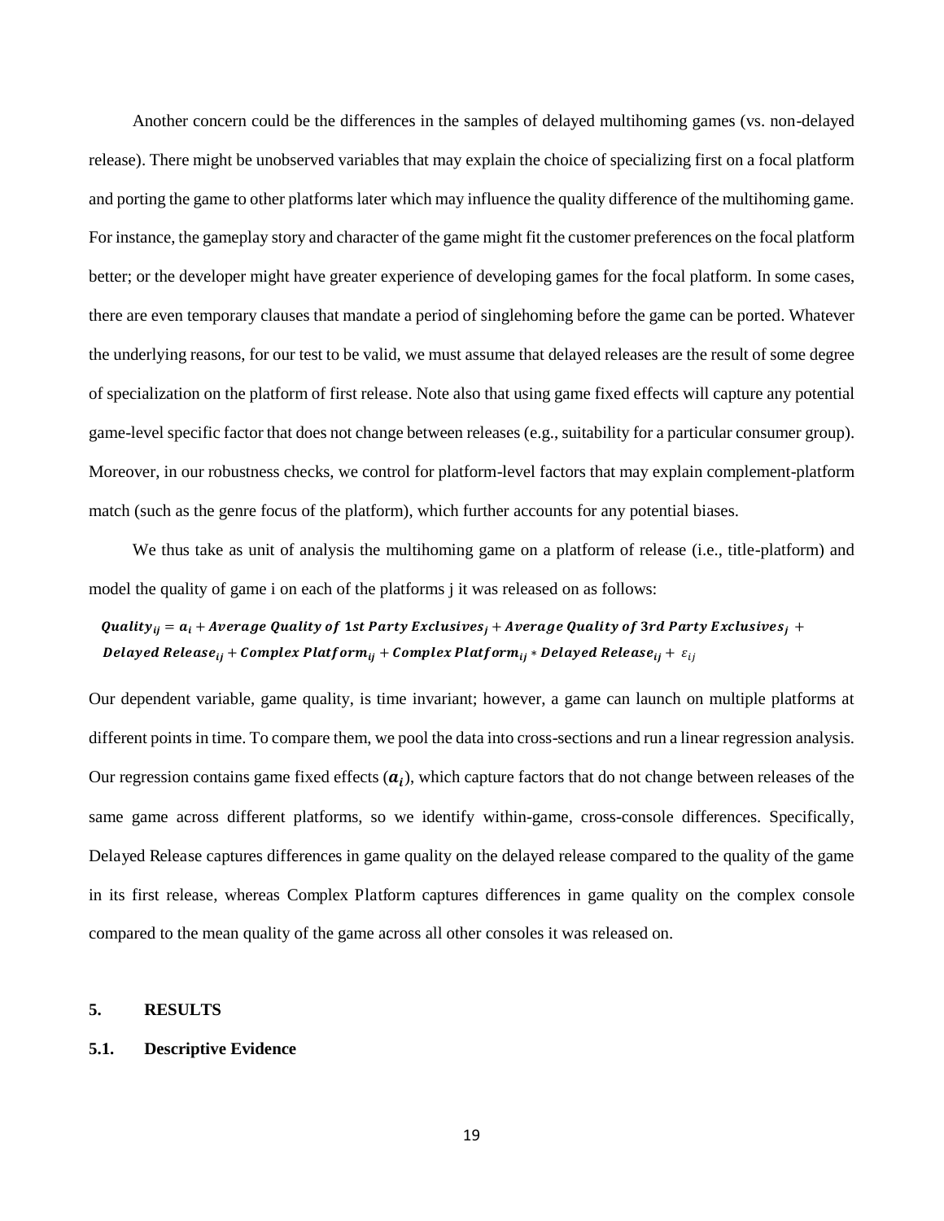Another concern could be the differences in the samples of delayed multihoming games (vs. non-delayed release). There might be unobserved variables that may explain the choice of specializing first on a focal platform and porting the game to other platforms later which may influence the quality difference of the multihoming game. For instance, the gameplay story and character of the game might fit the customer preferences on the focal platform better; or the developer might have greater experience of developing games for the focal platform. In some cases, there are even temporary clauses that mandate a period of singlehoming before the game can be ported. Whatever the underlying reasons, for our test to be valid, we must assume that delayed releases are the result of some degree of specialization on the platform of first release. Note also that using game fixed effects will capture any potential game-level specific factor that does not change between releases (e.g., suitability for a particular consumer group). Moreover, in our robustness checks, we control for platform-level factors that may explain complement-platform match (such as the genre focus of the platform), which further accounts for any potential biases.

We thus take as unit of analysis the multihoming game on a platform of release (i.e., title-platform) and model the quality of game i on each of the platforms j it was released on as follows:

$$\boldsymbol{Quality_{ij} = a_i + Average\ Quality\ of\ 1st\ Party\ Exclusives_j + Average\ Quality\ of\ 3rd\ Party\ Exclusives_j + Delayed\ Release_{ij} + Complex\ Platform_{ij} + Complex\ Platform_{ij} * Delayed\ Release_{ij}} + \varepsilon_{ij}$$

Our dependent variable, game quality, is time invariant; however, a game can launch on multiple platforms at different points in time. To compare them, we pool the data into cross-sections and run a linear regression analysis. Our regression contains game fixed effects ($\boldsymbol{a_i}$), which capture factors that do not change between releases of the same game across different platforms, so we identify within-game, cross-console differences. Specifically, Delayed Release captures differences in game quality on the delayed release compared to the quality of the game in its first release, whereas Complex Platform captures differences in game quality on the complex console compared to the mean quality of the game across all other consoles it was released on.

## 5. RESULTS

### 5.1. Descriptive Evidence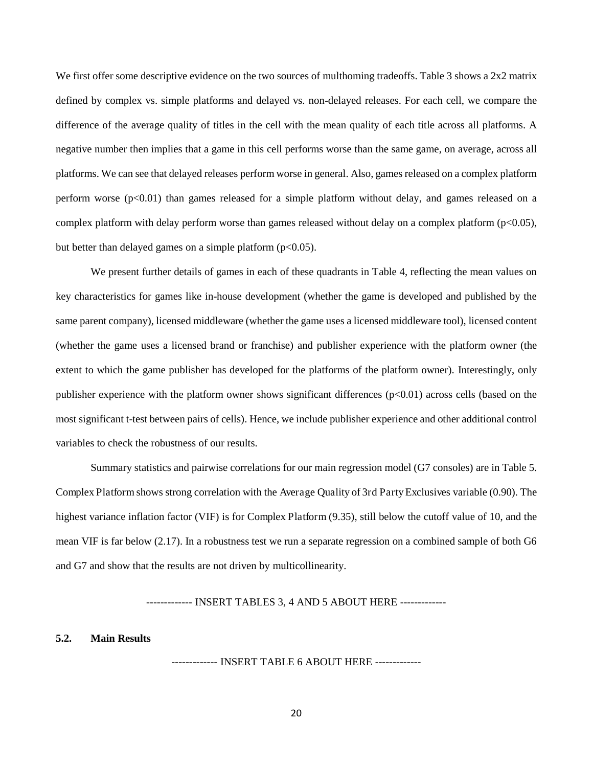We first offer some descriptive evidence on the two sources of multhoming tradeoffs. Table 3 shows a 2x2 matrix defined by complex vs. simple platforms and delayed vs. non-delayed releases. For each cell, we compare the difference of the average quality of titles in the cell with the mean quality of each title across all platforms. A negative number then implies that a game in this cell performs worse than the same game, on average, across all platforms. We can see that delayed releases perform worse in general. Also, games released on a complex platform perform worse ($p<0.01$) than games released for a simple platform without delay, and games released on a complex platform with delay perform worse than games released without delay on a complex platform ($p<0.05$), but better than delayed games on a simple platform ($p<0.05$).

We present further details of games in each of these quadrants in Table 4, reflecting the mean values on key characteristics for games like in-house development (whether the game is developed and published by the same parent company), licensed middleware (whether the game uses a licensed middleware tool), licensed content (whether the game uses a licensed brand or franchise) and publisher experience with the platform owner (the extent to which the game publisher has developed for the platforms of the platform owner). Interestingly, only publisher experience with the platform owner shows significant differences ($p<0.01$) across cells (based on the most significant t-test between pairs of cells). Hence, we include publisher experience and other additional control variables to check the robustness of our results.

Summary statistics and pairwise correlations for our main regression model (G7 consoles) are in Table 5. Complex Platform shows strong correlation with the Average Quality of 3rd Party Exclusives variable (0.90). The highest variance inflation factor (VIF) is for Complex Platform (9.35), still below the cutoff value of 10, and the mean VIF is far below (2.17). In a robustness test we run a separate regression on a combined sample of both G6 and G7 and show that the results are not driven by multicollinearity.

------------- INSERT TABLES 3, 4 AND 5 ABOUT HERE -------------

## 5.2. Main Results

------------- INSERT TABLE 6 ABOUT HERE -------------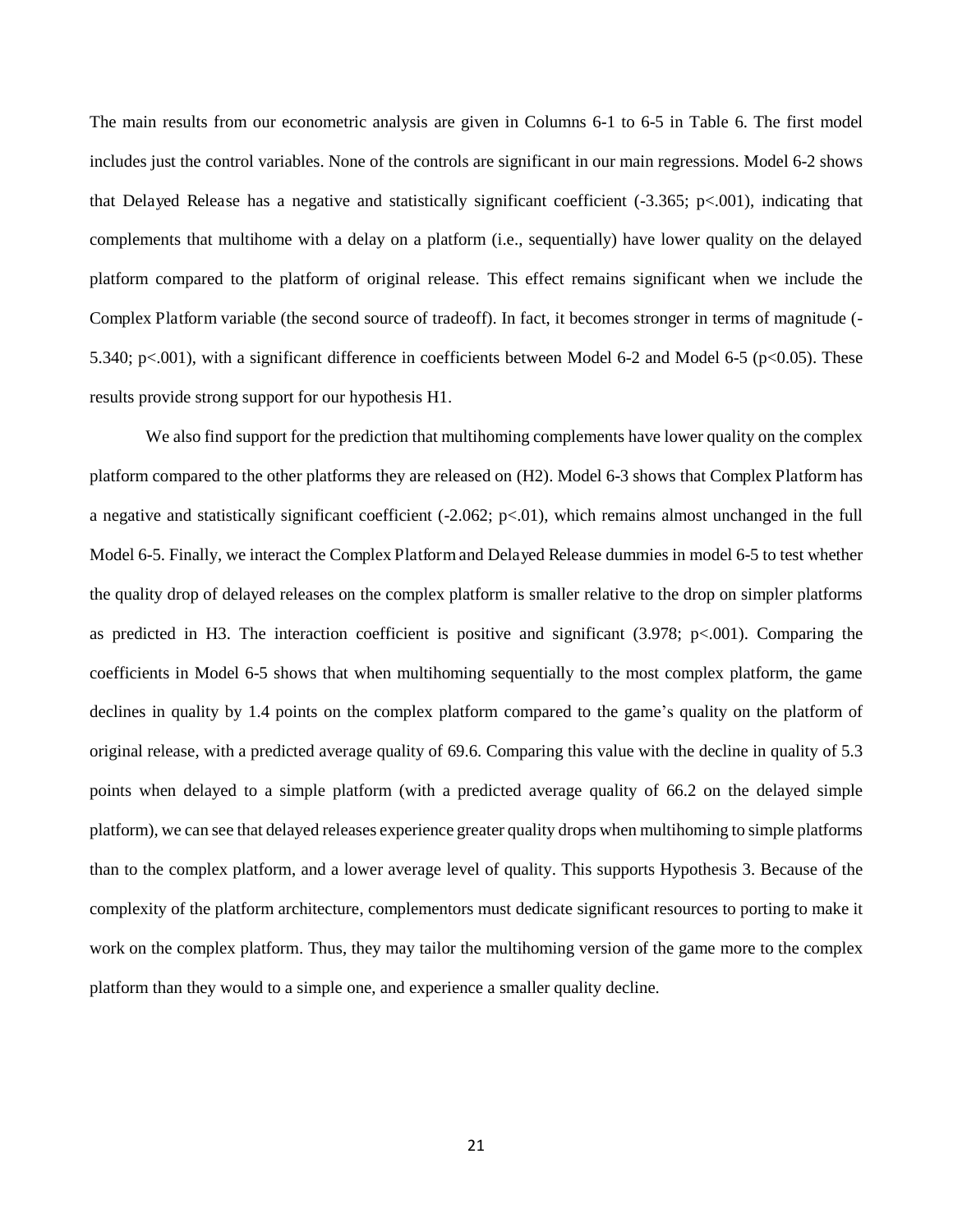The main results from our econometric analysis are given in Columns 6-1 to 6-5 in Table 6. The first model includes just the control variables. None of the controls are significant in our main regressions. Model 6-2 shows that Delayed Release has a negative and statistically significant coefficient (-3.365; $p<.001$), indicating that complements that multihome with a delay on a platform (i.e., sequentially) have lower quality on the delayed platform compared to the platform of original release. This effect remains significant when we include the Complex Platform variable (the second source of tradeoff). In fact, it becomes stronger in terms of magnitude (-5.340; $p<.001$), with a significant difference in coefficients between Model 6-2 and Model 6-5 ($p<0.05$). These results provide strong support for our hypothesis H1.

We also find support for the prediction that multihoming complements have lower quality on the complex platform compared to the other platforms they are released on (H2). Model 6-3 shows that Complex Platform has a negative and statistically significant coefficient (-2.062; $p<.01$), which remains almost unchanged in the full Model 6-5. Finally, we interact the Complex Platform and Delayed Release dummies in model 6-5 to test whether the quality drop of delayed releases on the complex platform is smaller relative to the drop on simpler platforms as predicted in H3. The interaction coefficient is positive and significant (3.978; $p<.001$). Comparing the coefficients in Model 6-5 shows that when multihoming sequentially to the most complex platform, the game declines in quality by 1.4 points on the complex platform compared to the game's quality on the platform of original release, with a predicted average quality of 69.6. Comparing this value with the decline in quality of 5.3 points when delayed to a simple platform (with a predicted average quality of 66.2 on the delayed simple platform), we can see that delayed releases experience greater quality drops when multihoming to simple platforms than to the complex platform, and a lower average level of quality. This supports Hypothesis 3. Because of the complexity of the platform architecture, complementors must dedicate significant resources to porting to make it work on the complex platform. Thus, they may tailor the multihoming version of the game more to the complex platform than they would to a simple one, and experience a smaller quality decline.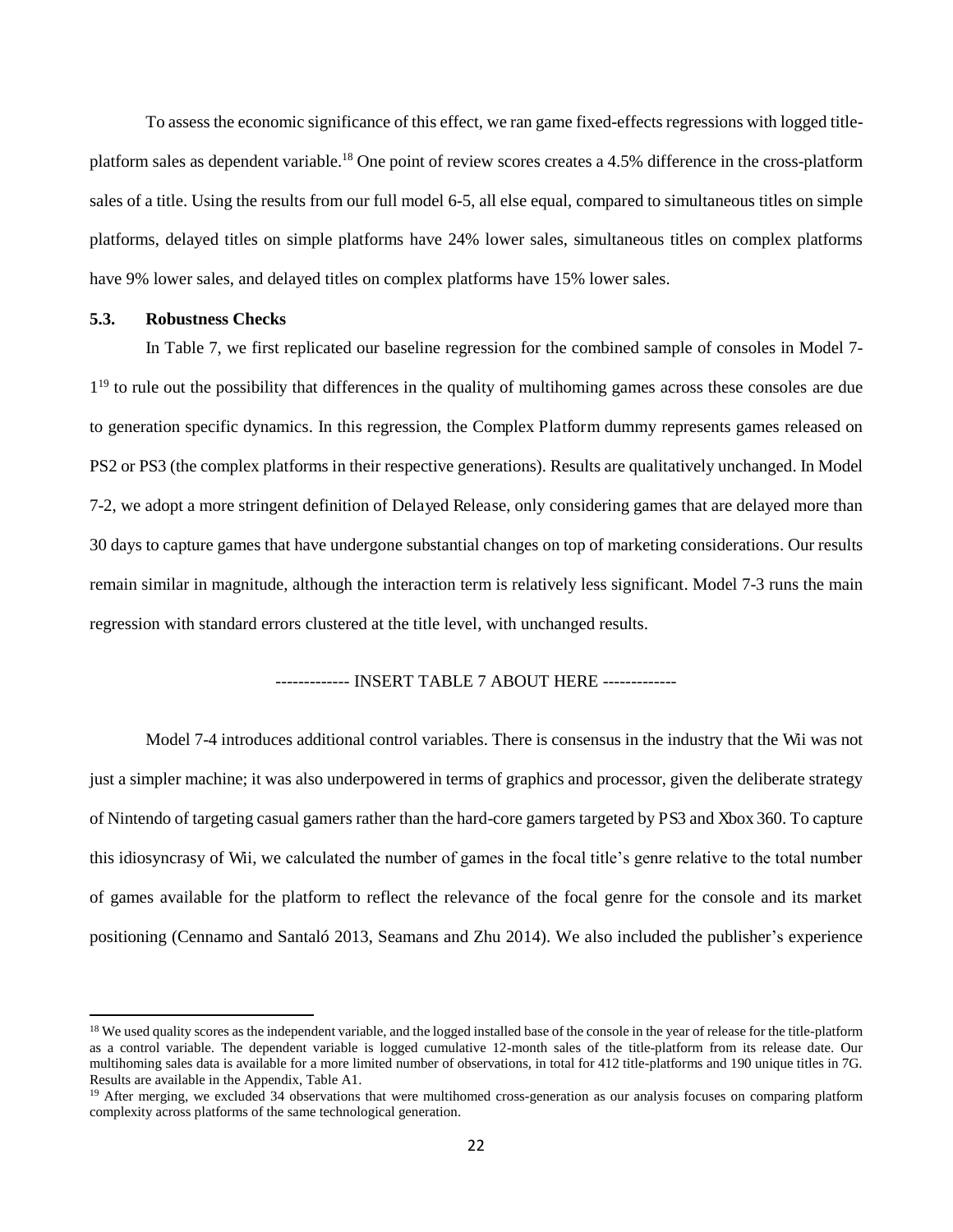To assess the economic significance of this effect, we ran game fixed-effects regressions with logged title-platform sales as dependent variable.[18] One point of review scores creates a 4.5% difference in the cross-platform sales of a title. Using the results from our full model 6-5, all else equal, compared to simultaneous titles on simple platforms, delayed titles on simple platforms have 24% lower sales, simultaneous titles on complex platforms have 9% lower sales, and delayed titles on complex platforms have 15% lower sales.

### 5.3. Robustness Checks

In Table 7, we first replicated our baseline regression for the combined sample of consoles in Model 7-1[19] to rule out the possibility that differences in the quality of multihoming games across these consoles are due to generation specific dynamics. In this regression, the Complex Platform dummy represents games released on PS2 or PS3 (the complex platforms in their respective generations). Results are qualitatively unchanged. In Model 7-2, we adopt a more stringent definition of Delayed Release, only considering games that are delayed more than 30 days to capture games that have undergone substantial changes on top of marketing considerations. Our results remain similar in magnitude, although the interaction term is relatively less significant. Model 7-3 runs the main regression with standard errors clustered at the title level, with unchanged results.

------------- INSERT TABLE 7 ABOUT HERE -------------

Model 7-4 introduces additional control variables. There is consensus in the industry that the Wii was not just a simpler machine; it was also underpowered in terms of graphics and processor, given the deliberate strategy of Nintendo of targeting casual gamers rather than the hard-core gamers targeted by PS3 and Xbox 360. To capture this idiosyncrasy of Wii, we calculated the number of games in the focal title's genre relative to the total number of games available for the platform to reflect the relevance of the focal genre for the console and its market positioning (Cennamo and Santaló 2013, Seamans and Zhu 2014). We also included the publisher's experience

---

[18] We used quality scores as the independent variable, and the logged installed base of the console in the year of release for the title-platform as a control variable. The dependent variable is logged cumulative 12-month sales of the title-platform from its release date. Our multihoming sales data is available for a more limited number of observations, in total for 412 title-platforms and 190 unique titles in 7G. Results are available in the Appendix, Table A1.

[19] After merging, we excluded 34 observations that were multihomed cross-generation as our analysis focuses on comparing platform complexity across platforms of the same technological generation.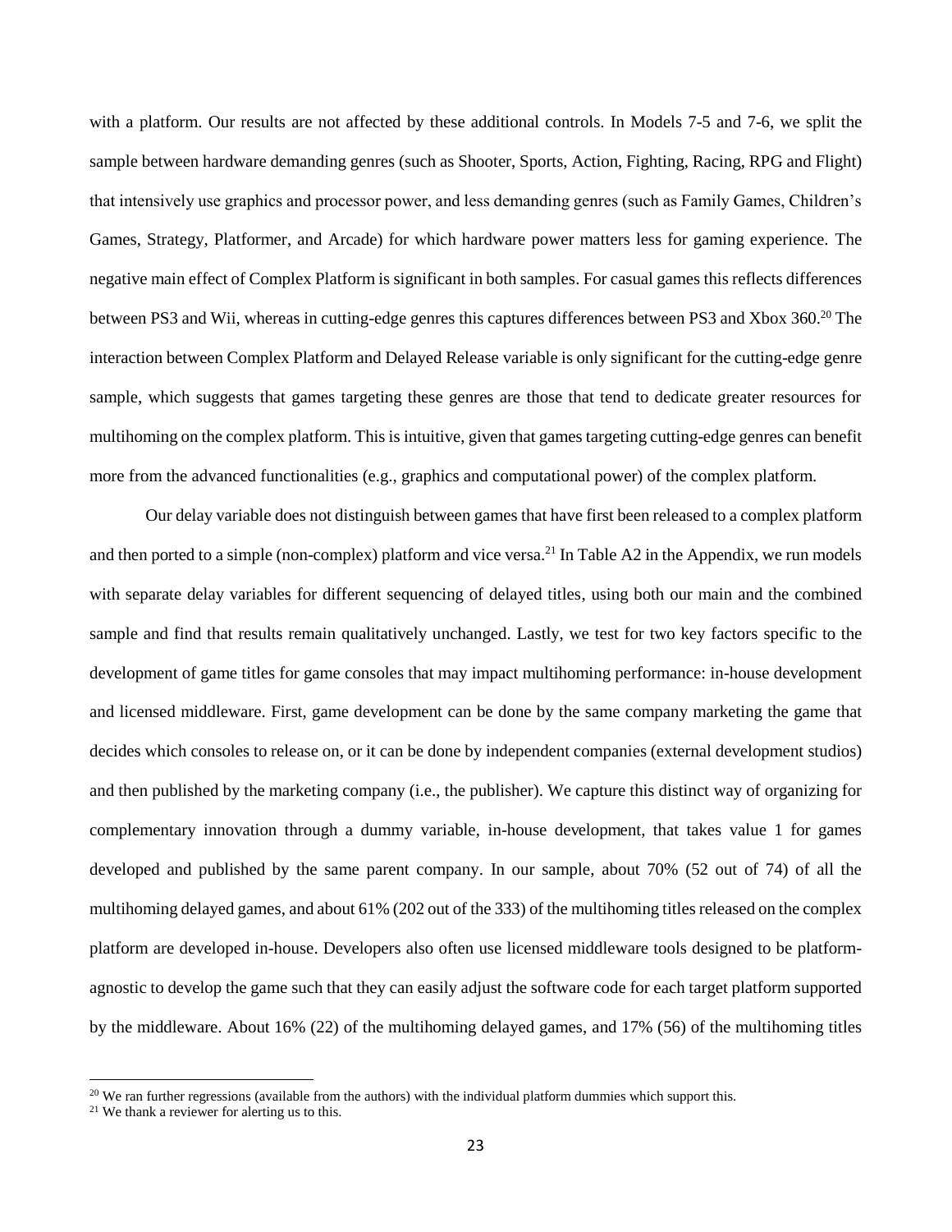with a platform. Our results are not affected by these additional controls. In Models 7-5 and 7-6, we split the sample between hardware demanding genres (such as Shooter, Sports, Action, Fighting, Racing, RPG and Flight) that intensively use graphics and processor power, and less demanding genres (such as Family Games, Children's Games, Strategy, Platformer, and Arcade) for which hardware power matters less for gaming experience. The negative main effect of Complex Platform is significant in both samples. For casual games this reflects differences between PS3 and Wii, whereas in cutting-edge genres this captures differences between PS3 and Xbox 360.[20] The interaction between Complex Platform and Delayed Release variable is only significant for the cutting-edge genre sample, which suggests that games targeting these genres are those that tend to dedicate greater resources for multihoming on the complex platform. This is intuitive, given that games targeting cutting-edge genres can benefit more from the advanced functionalities (e.g., graphics and computational power) of the complex platform.

Our delay variable does not distinguish between games that have first been released to a complex platform and then ported to a simple (non-complex) platform and vice versa.[21] In Table A2 in the Appendix, we run models with separate delay variables for different sequencing of delayed titles, using both our main and the combined sample and find that results remain qualitatively unchanged. Lastly, we test for two key factors specific to the development of game titles for game consoles that may impact multihoming performance: in-house development and licensed middleware. First, game development can be done by the same company marketing the game that decides which consoles to release on, or it can be done by independent companies (external development studios) and then published by the marketing company (i.e., the publisher). We capture this distinct way of organizing for complementary innovation through a dummy variable, in-house development, that takes value 1 for games developed and published by the same parent company. In our sample, about 70% (52 out of 74) of all the multihoming delayed games, and about 61% (202 out of the 333) of the multihoming titles released on the complex platform are developed in-house. Developers also often use licensed middleware tools designed to be platform-agnostic to develop the game such that they can easily adjust the software code for each target platform supported by the middleware. About 16% (22) of the multihoming delayed games, and 17% (56) of the multihoming titles

[20] We ran further regressions (available from the authors) with the individual platform dummies which support this.

[21] We thank a reviewer for alerting us to this.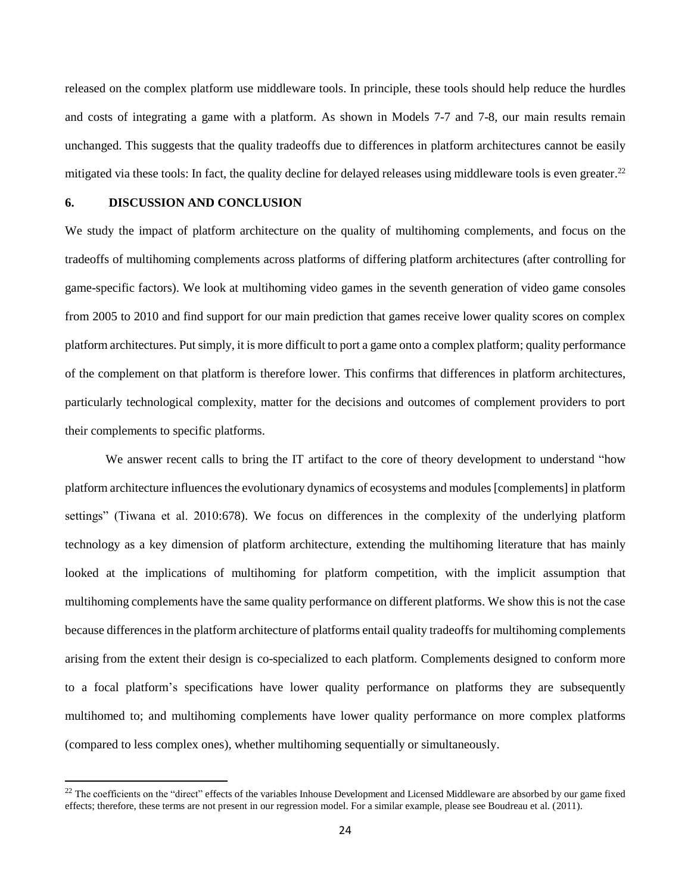released on the complex platform use middleware tools. In principle, these tools should help reduce the hurdles and costs of integrating a game with a platform. As shown in Models 7-7 and 7-8, our main results remain unchanged. This suggests that the quality tradeoffs due to differences in platform architectures cannot be easily mitigated via these tools: In fact, the quality decline for delayed releases using middleware tools is even greater.[22]

## 6. DISCUSSION AND CONCLUSION

We study the impact of platform architecture on the quality of multihoming complements, and focus on the tradeoffs of multihoming complements across platforms of differing platform architectures (after controlling for game-specific factors). We look at multihoming video games in the seventh generation of video game consoles from 2005 to 2010 and find support for our main prediction that games receive lower quality scores on complex platform architectures. Put simply, it is more difficult to port a game onto a complex platform; quality performance of the complement on that platform is therefore lower. This confirms that differences in platform architectures, particularly technological complexity, matter for the decisions and outcomes of complement providers to port their complements to specific platforms.

We answer recent calls to bring the IT artifact to the core of theory development to understand "how platform architecture influences the evolutionary dynamics of ecosystems and modules [complements] in platform settings" (Tiwana et al. 2010:678). We focus on differences in the complexity of the underlying platform technology as a key dimension of platform architecture, extending the multihoming literature that has mainly looked at the implications of multihoming for platform competition, with the implicit assumption that multihoming complements have the same quality performance on different platforms. We show this is not the case because differences in the platform architecture of platforms entail quality tradeoffs for multihoming complements arising from the extent their design is co-specialized to each platform. Complements designed to conform more to a focal platform's specifications have lower quality performance on platforms they are subsequently multihomed to; and multihoming complements have lower quality performance on more complex platforms (compared to less complex ones), whether multihoming sequentially or simultaneously.

---

[22] The coefficients on the "direct" effects of the variables Inhouse Development and Licensed Middleware are absorbed by our game fixed effects; therefore, these terms are not present in our regression model. For a similar example, please see Boudreau et al. (2011).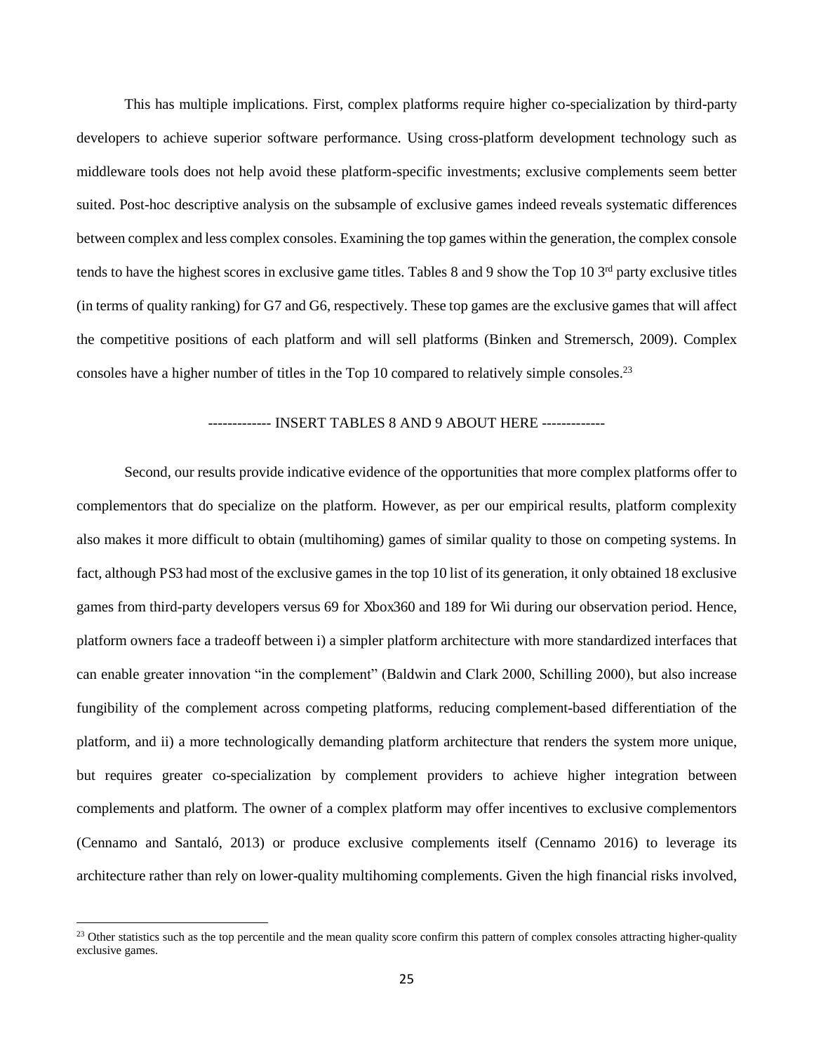This has multiple implications. First, complex platforms require higher co-specialization by third-party developers to achieve superior software performance. Using cross-platform development technology such as middleware tools does not help avoid these platform-specific investments; exclusive complements seem better suited. Post-hoc descriptive analysis on the subsample of exclusive games indeed reveals systematic differences between complex and less complex consoles. Examining the top games within the generation, the complex console tends to have the highest scores in exclusive game titles. Tables 8 and 9 show the Top 10 3rd party exclusive titles (in terms of quality ranking) for G7 and G6, respectively. These top games are the exclusive games that will affect the competitive positions of each platform and will sell platforms (Binken and Stremersch, 2009). Complex consoles have a higher number of titles in the Top 10 compared to relatively simple consoles.[23]

------------- INSERT TABLES 8 AND 9 ABOUT HERE -------------

Second, our results provide indicative evidence of the opportunities that more complex platforms offer to complementors that do specialize on the platform. However, as per our empirical results, platform complexity also makes it more difficult to obtain (multihoming) games of similar quality to those on competing systems. In fact, although PS3 had most of the exclusive games in the top 10 list of its generation, it only obtained 18 exclusive games from third-party developers versus 69 for Xbox360 and 189 for Wii during our observation period. Hence, platform owners face a tradeoff between i) a simpler platform architecture with more standardized interfaces that can enable greater innovation "in the complement" (Baldwin and Clark 2000, Schilling 2000), but also increase fungibility of the complement across competing platforms, reducing complement-based differentiation of the platform, and ii) a more technologically demanding platform architecture that renders the system more unique, but requires greater co-specialization by complement providers to achieve higher integration between complements and platform. The owner of a complex platform may offer incentives to exclusive complementors (Cennamo and Santaló, 2013) or produce exclusive complements itself (Cennamo 2016) to leverage its architecture rather than rely on lower-quality multihoming complements. Given the high financial risks involved,

[23] Other statistics such as the top percentile and the mean quality score confirm this pattern of complex consoles attracting higher-quality exclusive games.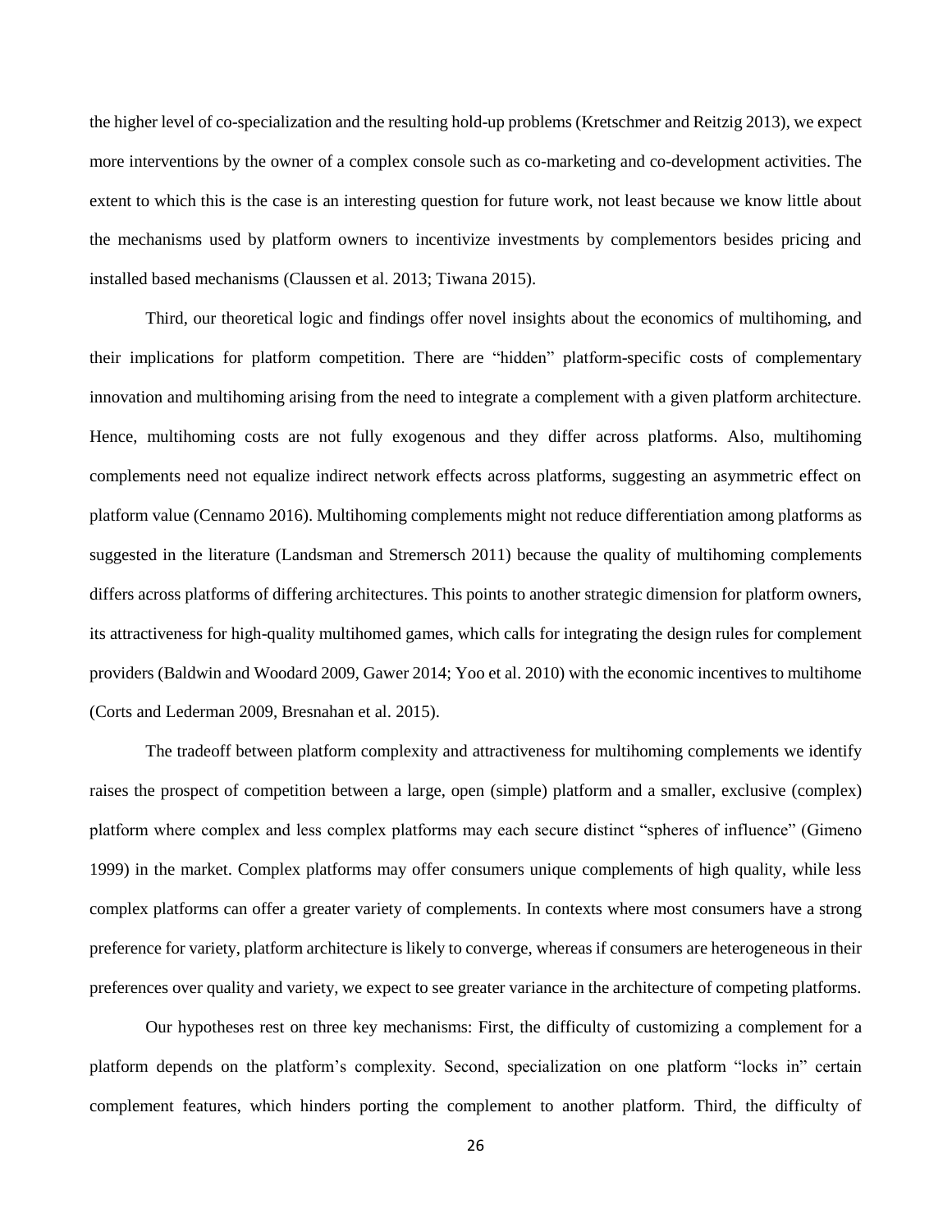the higher level of co-specialization and the resulting hold-up problems (Kretschmer and Reitzig 2013), we expect more interventions by the owner of a complex console such as co-marketing and co-development activities. The extent to which this is the case is an interesting question for future work, not least because we know little about the mechanisms used by platform owners to incentivize investments by complementors besides pricing and installed based mechanisms (Claussen et al. 2013; Tiwana 2015).

Third, our theoretical logic and findings offer novel insights about the economics of multihoming, and their implications for platform competition. There are "hidden" platform-specific costs of complementary innovation and multihoming arising from the need to integrate a complement with a given platform architecture. Hence, multihoming costs are not fully exogenous and they differ across platforms. Also, multihoming complements need not equalize indirect network effects across platforms, suggesting an asymmetric effect on platform value (Cennamo 2016). Multihoming complements might not reduce differentiation among platforms as suggested in the literature (Landsman and Stremersch 2011) because the quality of multihoming complements differs across platforms of differing architectures. This points to another strategic dimension for platform owners, its attractiveness for high-quality multihomed games, which calls for integrating the design rules for complement providers (Baldwin and Woodard 2009, Gawer 2014; Yoo et al. 2010) with the economic incentives to multihome (Corts and Lederman 2009, Bresnahan et al. 2015).

The tradeoff between platform complexity and attractiveness for multihoming complements we identify raises the prospect of competition between a large, open (simple) platform and a smaller, exclusive (complex) platform where complex and less complex platforms may each secure distinct "spheres of influence" (Gimeno 1999) in the market. Complex platforms may offer consumers unique complements of high quality, while less complex platforms can offer a greater variety of complements. In contexts where most consumers have a strong preference for variety, platform architecture is likely to converge, whereas if consumers are heterogeneous in their preferences over quality and variety, we expect to see greater variance in the architecture of competing platforms.

Our hypotheses rest on three key mechanisms: First, the difficulty of customizing a complement for a platform depends on the platform's complexity. Second, specialization on one platform "locks in" certain complement features, which hinders porting the complement to another platform. Third, the difficulty of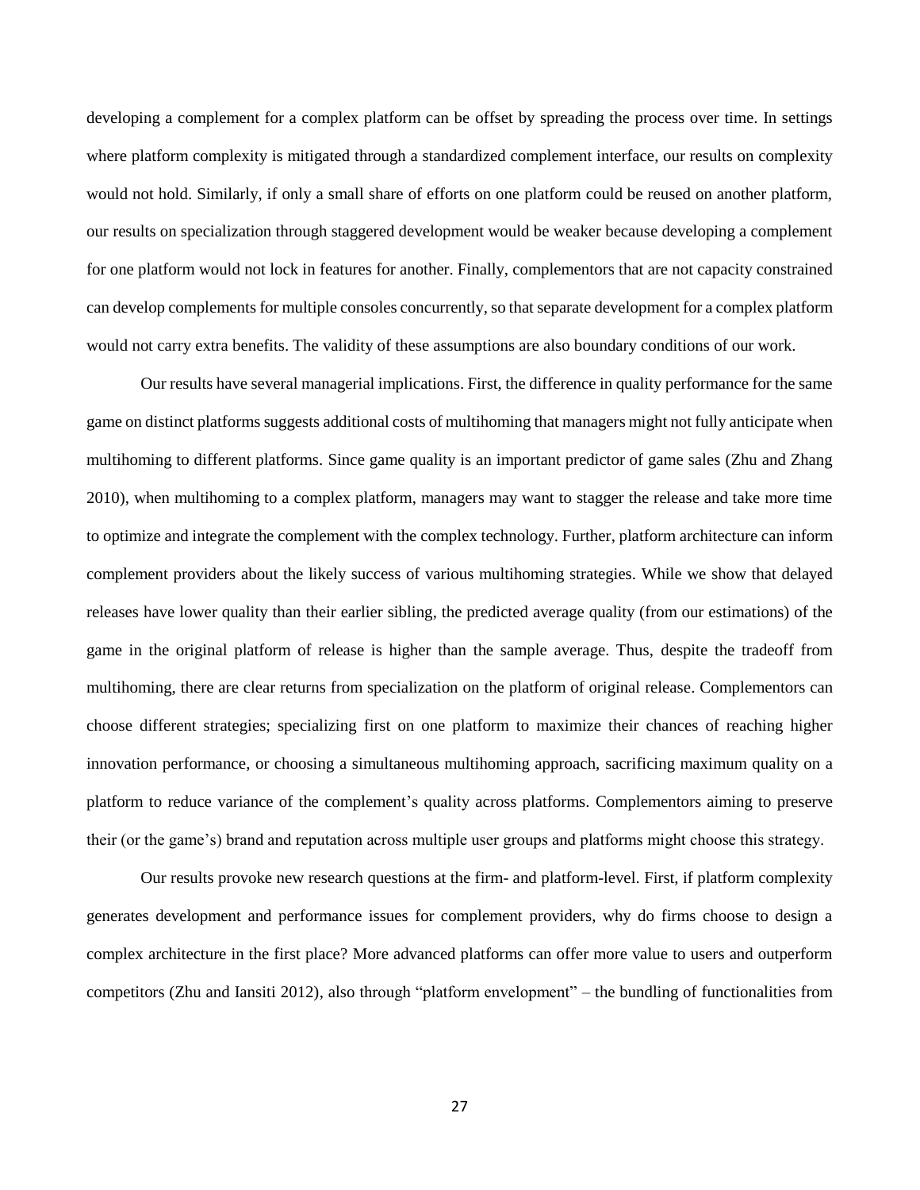developing a complement for a complex platform can be offset by spreading the process over time. In settings where platform complexity is mitigated through a standardized complement interface, our results on complexity would not hold. Similarly, if only a small share of efforts on one platform could be reused on another platform, our results on specialization through staggered development would be weaker because developing a complement for one platform would not lock in features for another. Finally, complementors that are not capacity constrained can develop complements for multiple consoles concurrently, so that separate development for a complex platform would not carry extra benefits. The validity of these assumptions are also boundary conditions of our work.

Our results have several managerial implications. First, the difference in quality performance for the same game on distinct platforms suggests additional costs of multihoming that managers might not fully anticipate when multihoming to different platforms. Since game quality is an important predictor of game sales (Zhu and Zhang 2010), when multihoming to a complex platform, managers may want to stagger the release and take more time to optimize and integrate the complement with the complex technology. Further, platform architecture can inform complement providers about the likely success of various multihoming strategies. While we show that delayed releases have lower quality than their earlier sibling, the predicted average quality (from our estimations) of the game in the original platform of release is higher than the sample average. Thus, despite the tradeoff from multihoming, there are clear returns from specialization on the platform of original release. Complementors can choose different strategies; specializing first on one platform to maximize their chances of reaching higher innovation performance, or choosing a simultaneous multihoming approach, sacrificing maximum quality on a platform to reduce variance of the complement's quality across platforms. Complementors aiming to preserve their (or the game's) brand and reputation across multiple user groups and platforms might choose this strategy.

Our results provoke new research questions at the firm- and platform-level. First, if platform complexity generates development and performance issues for complement providers, why do firms choose to design a complex architecture in the first place? More advanced platforms can offer more value to users and outperform competitors (Zhu and Iansiti 2012), also through "platform envelopment" – the bundling of functionalities from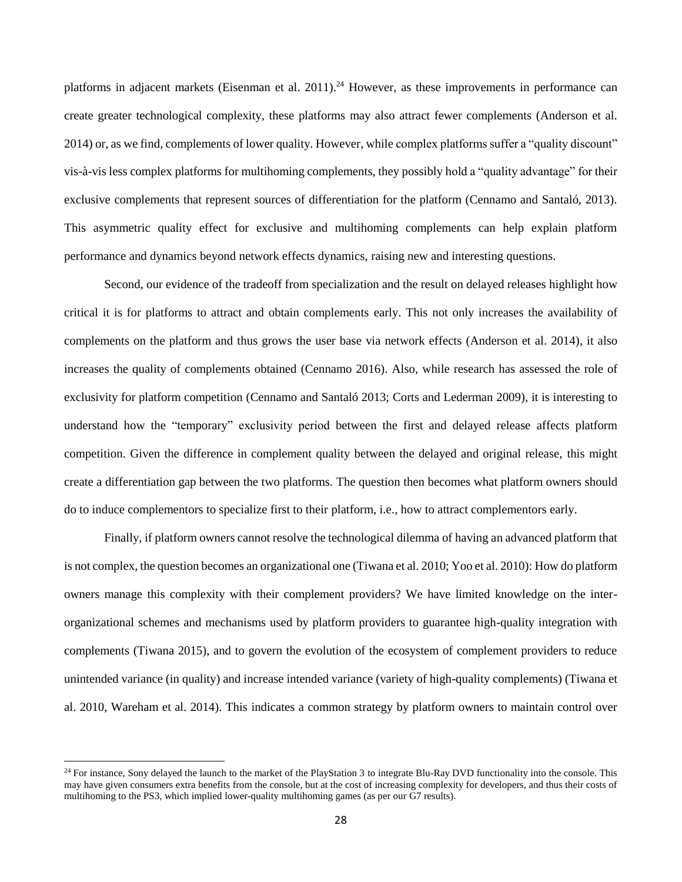platforms in adjacent markets (Eisenman et al. 2011).[24] However, as these improvements in performance can create greater technological complexity, these platforms may also attract fewer complements (Anderson et al. 2014) or, as we find, complements of lower quality. However, while complex platforms suffer a "quality discount" vis-à-vis less complex platforms for multihoming complements, they possibly hold a "quality advantage" for their exclusive complements that represent sources of differentiation for the platform (Cennamo and Santaló, 2013). This asymmetric quality effect for exclusive and multihoming complements can help explain platform performance and dynamics beyond network effects dynamics, raising new and interesting questions.

Second, our evidence of the tradeoff from specialization and the result on delayed releases highlight how critical it is for platforms to attract and obtain complements early. This not only increases the availability of complements on the platform and thus grows the user base via network effects (Anderson et al. 2014), it also increases the quality of complements obtained (Cennamo 2016). Also, while research has assessed the role of exclusivity for platform competition (Cennamo and Santaló 2013; Corts and Lederman 2009), it is interesting to understand how the "temporary" exclusivity period between the first and delayed release affects platform competition. Given the difference in complement quality between the delayed and original release, this might create a differentiation gap between the two platforms. The question then becomes what platform owners should do to induce complementors to specialize first to their platform, i.e., how to attract complementors early.

Finally, if platform owners cannot resolve the technological dilemma of having an advanced platform that is not complex, the question becomes an organizational one (Tiwana et al. 2010; Yoo et al. 2010): How do platform owners manage this complexity with their complement providers? We have limited knowledge on the inter-organizational schemes and mechanisms used by platform providers to guarantee high-quality integration with complements (Tiwana 2015), and to govern the evolution of the ecosystem of complement providers to reduce unintended variance (in quality) and increase intended variance (variety of high-quality complements) (Tiwana et al. 2010, Wareham et al. 2014). This indicates a common strategy by platform owners to maintain control over

[24] For instance, Sony delayed the launch to the market of the PlayStation 3 to integrate Blu-Ray DVD functionality into the console. This may have given consumers extra benefits from the console, but at the cost of increasing complexity for developers, and thus their costs of multihoming to the PS3, which implied lower-quality multihoming games (as per our G7 results).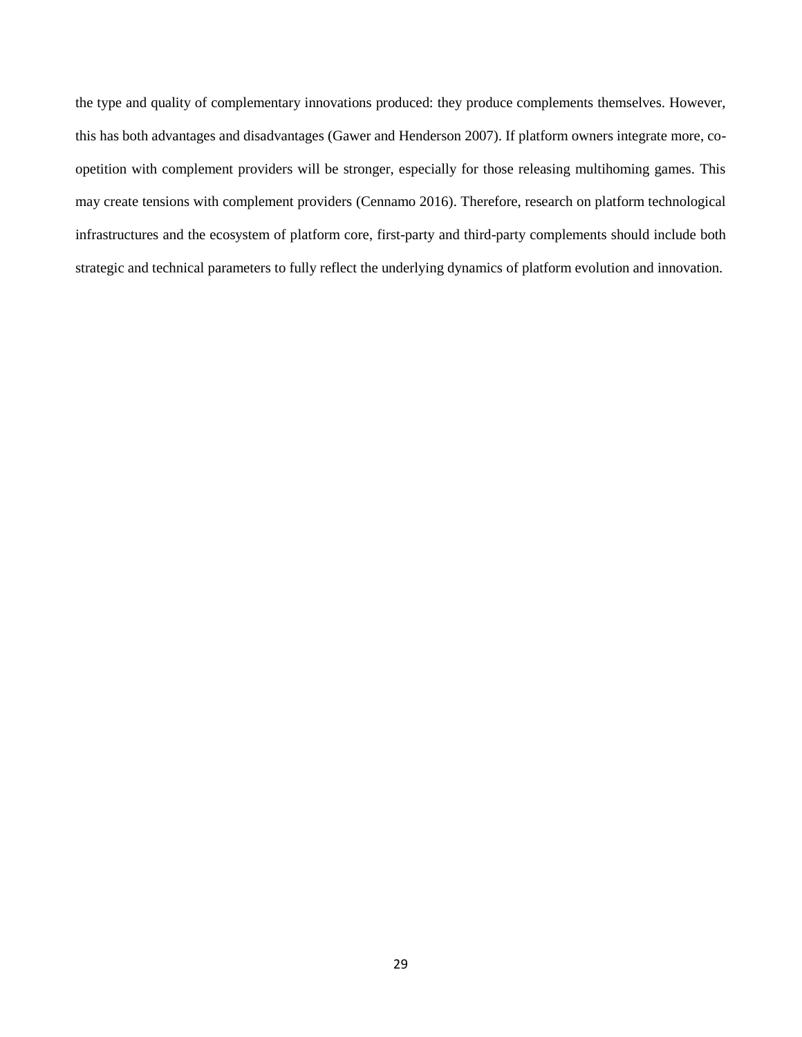the type and quality of complementary innovations produced: they produce complements themselves. However, this has both advantages and disadvantages (Gawer and Henderson 2007). If platform owners integrate more, co-opetition with complement providers will be stronger, especially for those releasing multihoming games. This may create tensions with complement providers (Cennamo 2016). Therefore, research on platform technological infrastructures and the ecosystem of platform core, first-party and third-party complements should include both strategic and technical parameters to fully reflect the underlying dynamics of platform evolution and innovation.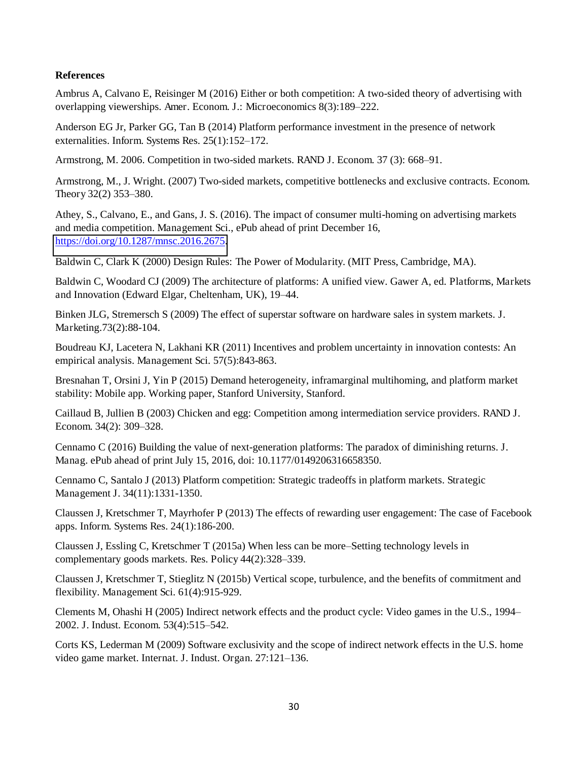**References**

Ambrus A, Calvano E, Reisinger M (2016) Either or both competition: A two-sided theory of advertising with overlapping viewerships. Amer. Econom. J.: Microeconomics 8(3):189–222.

Anderson EG Jr, Parker GG, Tan B (2014) Platform performance investment in the presence of network externalities. Inform. Systems Res. 25(1):152–172.

Armstrong, M. 2006. Competition in two-sided markets. RAND J. Econom. 37 (3): 668–91.

Armstrong, M., J. Wright. (2007) Two-sided markets, competitive bottlenecks and exclusive contracts. Econom. Theory 32(2) 353–380.

Athey, S., Calvano, E., and Gans, J. S. (2016). The impact of consumer multi-homing on advertising markets and media competition. Management Sci., ePub ahead of print December 16, https://doi.org/10.1287/mnsc.2016.2675.

Baldwin C, Clark K (2000) Design Rules: The Power of Modularity. (MIT Press, Cambridge, MA).

Baldwin C, Woodard CJ (2009) The architecture of platforms: A unified view. Gawer A, ed. Platforms, Markets and Innovation (Edward Elgar, Cheltenham, UK), 19–44.

Binken JLG, Stremersch S (2009) The effect of superstar software on hardware sales in system markets. J. Marketing.73(2):88-104.

Boudreau KJ, Lacetera N, Lakhani KR (2011) Incentives and problem uncertainty in innovation contests: An empirical analysis. Management Sci. 57(5):843-863.

Bresnahan T, Orsini J, Yin P (2015) Demand heterogeneity, inframarginal multihoming, and platform market stability: Mobile app. Working paper, Stanford University, Stanford.

Caillaud B, Jullien B (2003) Chicken and egg: Competition among intermediation service providers. RAND J. Econom. 34(2): 309–328.

Cennamo C (2016) Building the value of next-generation platforms: The paradox of diminishing returns. J. Manag. ePub ahead of print July 15, 2016, doi: 10.1177/0149206316658350.

Cennamo C, Santalo J (2013) Platform competition: Strategic tradeoffs in platform markets. Strategic Management J. 34(11):1331-1350.

Claussen J, Kretschmer T, Mayrhofer P (2013) The effects of rewarding user engagement: The case of Facebook apps. Inform. Systems Res. 24(1):186-200.

Claussen J, Essling C, Kretschmer T (2015a) When less can be more–Setting technology levels in complementary goods markets. Res. Policy 44(2):328–339.

Claussen J, Kretschmer T, Stieglitz N (2015b) Vertical scope, turbulence, and the benefits of commitment and flexibility. Management Sci. 61(4):915-929.

Clements M, Ohashi H (2005) Indirect network effects and the product cycle: Video games in the U.S., 1994–2002. J. Indust. Econom. 53(4):515–542.

Corts KS, Lederman M (2009) Software exclusivity and the scope of indirect network effects in the U.S. home video game market. Internat. J. Indust. Organ. 27:121–136.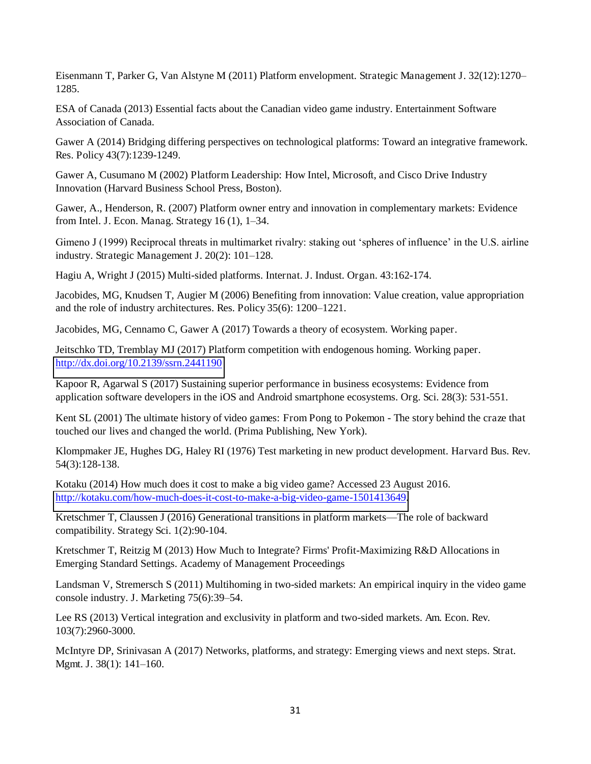Eisenmann T, Parker G, Van Alstyne M (2011) Platform envelopment. Strategic Management J. 32(12):1270–1285.

ESA of Canada (2013) Essential facts about the Canadian video game industry. Entertainment Software Association of Canada.

Gawer A (2014) Bridging differing perspectives on technological platforms: Toward an integrative framework. Res. Policy 43(7):1239-1249.

Gawer A, Cusumano M (2002) Platform Leadership: How Intel, Microsoft, and Cisco Drive Industry Innovation (Harvard Business School Press, Boston).

Gawer, A., Henderson, R. (2007) Platform owner entry and innovation in complementary markets: Evidence from Intel. J. Econ. Manag. Strategy 16 (1), 1–34.

Gimeno J (1999) Reciprocal threats in multimarket rivalry: staking out 'spheres of influence' in the U.S. airline industry. Strategic Management J. 20(2): 101–128.

Hagiu A, Wright J (2015) Multi-sided platforms. Internat. J. Indust. Organ. 43:162-174.

Jacobides, MG, Knudsen T, Augier M (2006) Benefiting from innovation: Value creation, value appropriation and the role of industry architectures. Res. Policy 35(6): 1200–1221.

Jacobides, MG, Cennamo C, Gawer A (2017) Towards a theory of ecosystem. Working paper.

Jeitschko TD, Tremblay MJ (2017) Platform competition with endogenous homing. Working paper. http://dx.doi.org/10.2139/ssrn.2441190

Kapoor R, Agarwal S (2017) Sustaining superior performance in business ecosystems: Evidence from application software developers in the iOS and Android smartphone ecosystems. Org. Sci. 28(3): 531-551.

Kent SL (2001) The ultimate history of video games: From Pong to Pokemon - The story behind the craze that touched our lives and changed the world. (Prima Publishing, New York).

Klompmaker JE, Hughes DG, Haley RI (1976) Test marketing in new product development. Harvard Bus. Rev. 54(3):128-138.

Kotaku (2014) How much does it cost to make a big video game? Accessed 23 August 2016. http://kotaku.com/how-much-does-it-cost-to-make-a-big-video-game-1501413649.

Kretschmer T, Claussen J (2016) Generational transitions in platform markets—The role of backward compatibility. Strategy Sci. 1(2):90-104.

Kretschmer T, Reitzig M (2013) How Much to Integrate? Firms' Profit-Maximizing R&D Allocations in Emerging Standard Settings. Academy of Management Proceedings

Landsman V, Stremersch S (2011) Multihoming in two-sided markets: An empirical inquiry in the video game console industry. J. Marketing 75(6):39–54.

Lee RS (2013) Vertical integration and exclusivity in platform and two-sided markets. Am. Econ. Rev. 103(7):2960-3000.

McIntyre DP, Srinivasan A (2017) Networks, platforms, and strategy: Emerging views and next steps. Strat. Mgmt. J. 38(1): 141–160.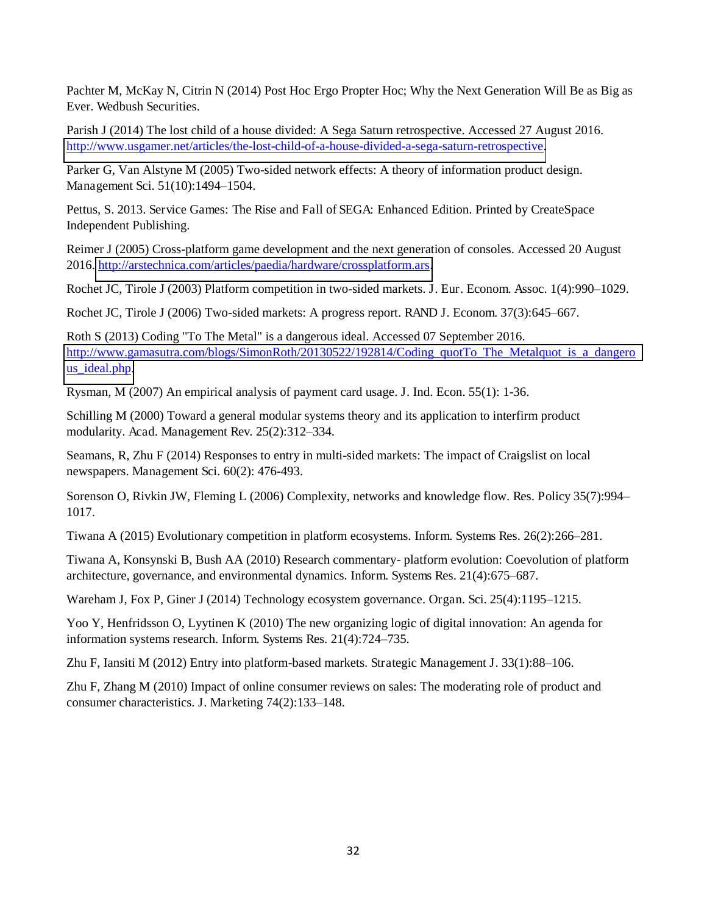Pachter M, McKay N, Citrin N (2014) Post Hoc Ergo Propter Hoc; Why the Next Generation Will Be as Big as Ever. Wedbush Securities.

Parish J (2014) The lost child of a house divided: A Sega Saturn retrospective. Accessed 27 August 2016. http://www.usgamer.net/articles/the-lost-child-of-a-house-divided-a-sega-saturn-retrospective.

Parker G, Van Alstyne M (2005) Two-sided network effects: A theory of information product design. Management Sci. 51(10):1494–1504.

Pettus, S. 2013. Service Games: The Rise and Fall of SEGA: Enhanced Edition. Printed by CreateSpace Independent Publishing.

Reimer J (2005) Cross-platform game development and the next generation of consoles. Accessed 20 August 2016. http://arstechnica.com/articles/paedia/hardware/crossplatform.ars.

Rochet JC, Tirole J (2003) Platform competition in two-sided markets. J. Eur. Econom. Assoc. 1(4):990–1029.

Rochet JC, Tirole J (2006) Two-sided markets: A progress report. RAND J. Econom. 37(3):645–667.

Roth S (2013) Coding "To The Metal" is a dangerous ideal. Accessed 07 September 2016. http://www.gamasutra.com/blogs/SimonRoth/20130522/192814/Coding_quotTo_The_Metalquot_is_a_dangerous_ideal.php.

Rysman, M (2007) An empirical analysis of payment card usage. J. Ind. Econ. 55(1): 1-36.

Schilling M (2000) Toward a general modular systems theory and its application to interfirm product modularity. Acad. Management Rev. 25(2):312–334.

Seamans, R, Zhu F (2014) Responses to entry in multi-sided markets: The impact of Craigslist on local newspapers. Management Sci. 60(2): 476-493.

Sorenson O, Rivkin JW, Fleming L (2006) Complexity, networks and knowledge flow. Res. Policy 35(7):994–1017.

Tiwana A (2015) Evolutionary competition in platform ecosystems. Inform. Systems Res. 26(2):266–281.

Tiwana A, Konsynski B, Bush AA (2010) Research commentary- platform evolution: Coevolution of platform architecture, governance, and environmental dynamics. Inform. Systems Res. 21(4):675–687.

Wareham J, Fox P, Giner J (2014) Technology ecosystem governance. Organ. Sci. 25(4):1195–1215.

Yoo Y, Henfridsson O, Lyytinen K (2010) The new organizing logic of digital innovation: An agenda for information systems research. Inform. Systems Res. 21(4):724–735.

Zhu F, Iansiti M (2012) Entry into platform-based markets. Strategic Management J. 33(1):88–106.

Zhu F, Zhang M (2010) Impact of online consumer reviews on sales: The moderating role of product and consumer characteristics. J. Marketing 74(2):133–148.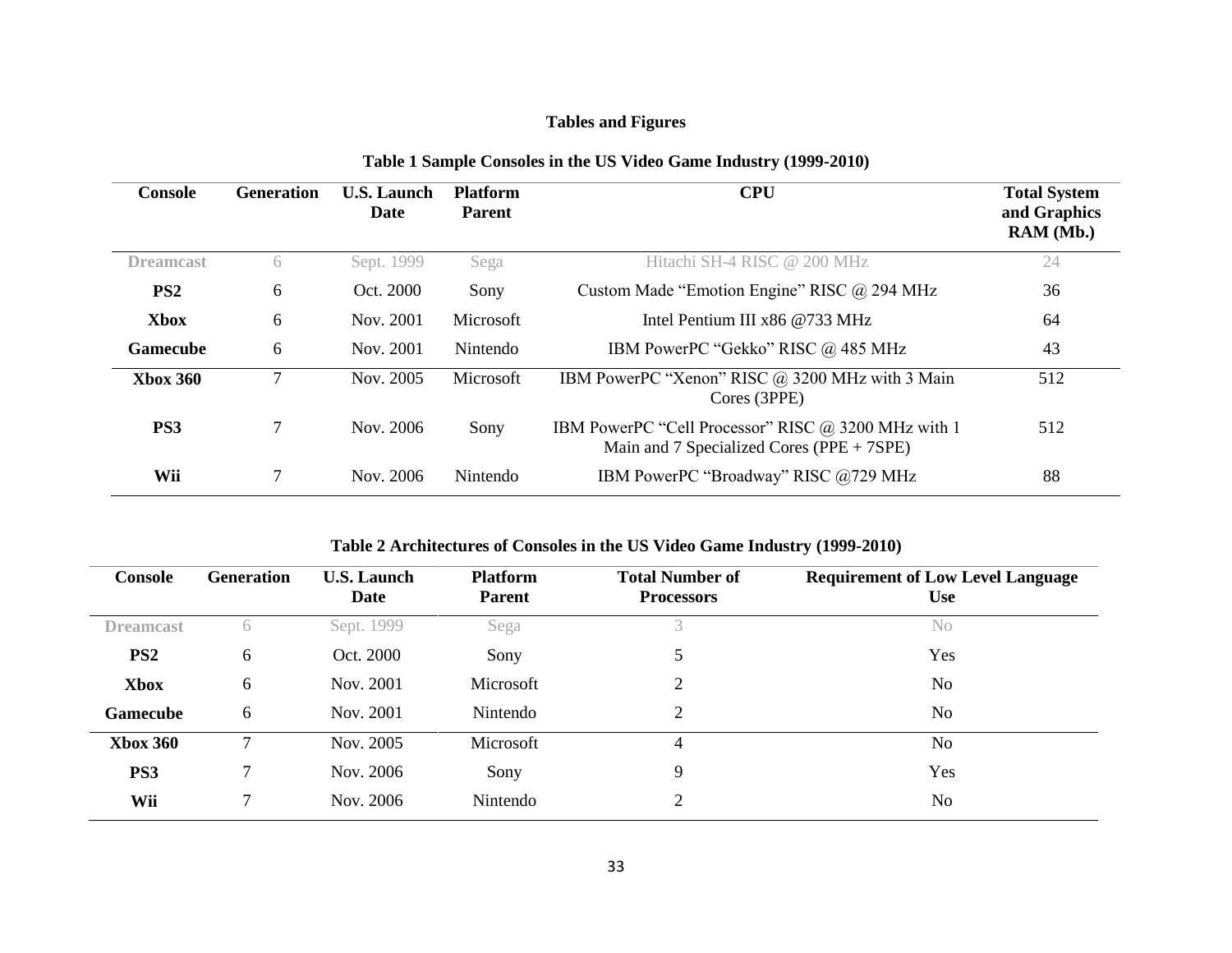## Tables and Figures

**Table 1 Sample Consoles in the US Video Game Industry (1999-2010)**

| Console | Generation | U.S. Launch Date | Platform Parent | CPU | Total System and Graphics RAM (Mb.) |
|---|---|---|---|---|---|
| **Dreamcast** | 6 | Sept. 1999 | Sega | Hitachi SH-4 RISC @ 200 MHz | 24 |
| **PS2** | 6 | Oct. 2000 | Sony | Custom Made "Emotion Engine" RISC @ 294 MHz | 36 |
| **Xbox** | 6 | Nov. 2001 | Microsoft | Intel Pentium III x86 @733 MHz | 64 |
| **Gamecube** | 6 | Nov. 2001 | Nintendo | IBM PowerPC "Gekko" RISC @ 485 MHz | 43 |
| **Xbox 360** | 7 | Nov. 2005 | Microsoft | IBM PowerPC "Xenon" RISC @ 3200 MHz with 3 Main Cores (3PPE) | 512 |
| **PS3** | 7 | Nov. 2006 | Sony | IBM PowerPC "Cell Processor" RISC @ 3200 MHz with 1 Main and 7 Specialized Cores (PPE + 7SPE) | 512 |
| **Wii** | 7 | Nov. 2006 | Nintendo | IBM PowerPC "Broadway" RISC @729 MHz | 88 |

**Table 2 Architectures of Consoles in the US Video Game Industry (1999-2010)**

| Console | Generation | U.S. Launch Date | Platform Parent | Total Number of Processors | Requirement of Low Level Language Use |
|---|---|---|---|---|---|
| **Dreamcast** | 6 | Sept. 1999 | Sega | 3 | No |
| **PS2** | 6 | Oct. 2000 | Sony | 5 | Yes |
| **Xbox** | 6 | Nov. 2001 | Microsoft | 2 | No |
| **Gamecube** | 6 | Nov. 2001 | Nintendo | 2 | No |
| **Xbox 360** | 7 | Nov. 2005 | Microsoft | 4 | No |
| **PS3** | 7 | Nov. 2006 | Sony | 9 | Yes |
| **Wii** | 7 | Nov. 2006 | Nintendo | 2 | No |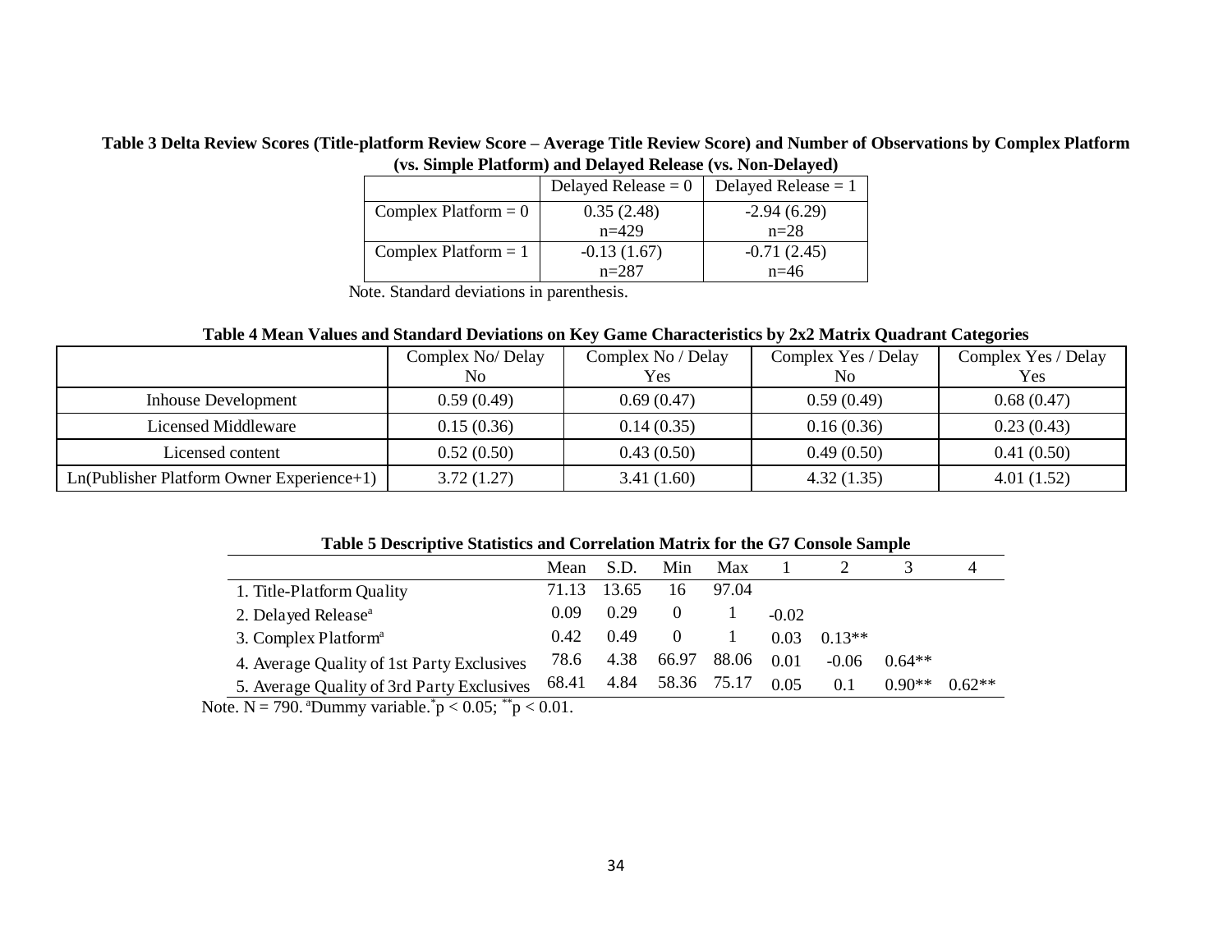**Table 3 Delta Review Scores (Title-platform Review Score – Average Title Review Score) and Number of Observations by Complex Platform (vs. Simple Platform) and Delayed Release (vs. Non-Delayed)**

| | Delayed Release = 0 | Delayed Release = 1 |
|---|---|---|
| Complex Platform = 0 | 0.35 (2.48)<br>n=429 | -2.94 (6.29)<br>n=28 |
| Complex Platform = 1 | -0.13 (1.67)<br>n=287 | -0.71 (2.45)<br>n=46 |

Note. Standard deviations in parenthesis.

**Table 4 Mean Values and Standard Deviations on Key Game Characteristics by 2x2 Matrix Quadrant Categories**

| | Complex No/ Delay No | Complex No / Delay Yes | Complex Yes / Delay No | Complex Yes / Delay Yes |
|---|---|---|---|---|
| Inhouse Development | 0.59 (0.49) | 0.69 (0.47) | 0.59 (0.49) | 0.68 (0.47) |
| Licensed Middleware | 0.15 (0.36) | 0.14 (0.35) | 0.16 (0.36) | 0.23 (0.43) |
| Licensed content | 0.52 (0.50) | 0.43 (0.50) | 0.49 (0.50) | 0.41 (0.50) |
| Ln(Publisher Platform Owner Experience+1) | 3.72 (1.27) | 3.41 (1.60) | 4.32 (1.35) | 4.01 (1.52) |

**Table 5 Descriptive Statistics and Correlation Matrix for the G7 Console Sample**

| | Mean | S.D. | Min | Max | 1 | 2 | 3 | 4 |
|---|---|---|---|---|---|---|---|---|
| 1. Title-Platform Quality | 71.13 | 13.65 | 16 | 97.04 | | | | |
| 2. Delayed Release[a] | 0.09 | 0.29 | 0 | 1 | -0.02 | | | |
| 3. Complex Platform[a] | 0.42 | 0.49 | 0 | 1 | 0.03 | 0.13** | | |
| 4. Average Quality of 1st Party Exclusives | 78.6 | 4.38 | 66.97 | 88.06 | 0.01 | -0.06 | 0.64** | |
| 5. Average Quality of 3rd Party Exclusives | 68.41 | 4.84 | 58.36 | 75.17 | 0.05 | 0.1 | 0.90** | 0.62** |

Note. N = 790. [a]Dummy variable. [*]$p < 0.05$; [**]$p < 0.01$.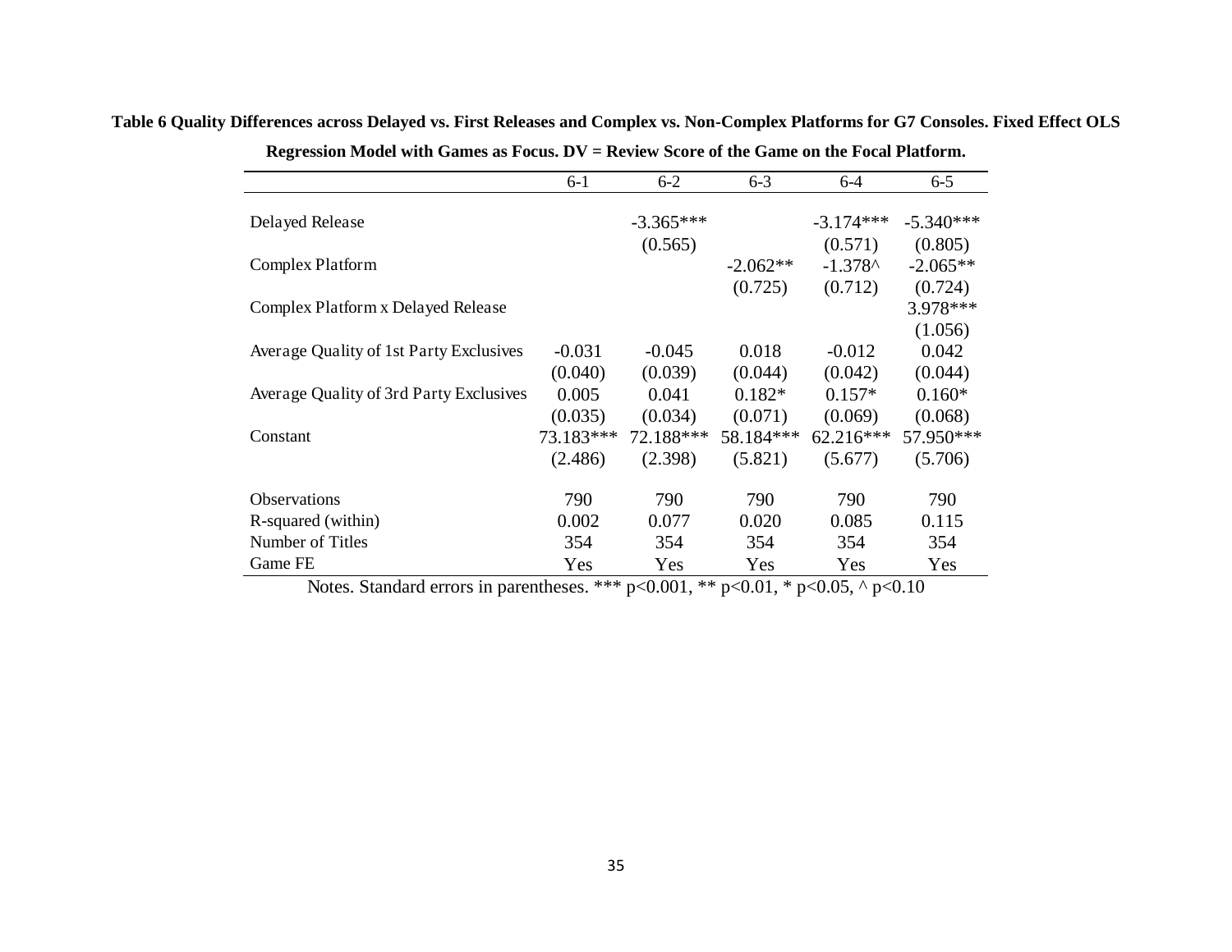**Table 6 Quality Differences across Delayed vs. First Releases and Complex vs. Non-Complex Platforms for G7 Consoles. Fixed Effect OLS Regression Model with Games as Focus. DV = Review Score of the Game on the Focal Platform.**

| | 6-1 | 6-2 | 6-3 | 6-4 | 6-5 |
|---|---|---|---|---|---|
| Delayed Release | | -3.365*** | | -3.174*** | -5.340*** |
| | | (0.565) | | (0.571) | (0.805) |
| Complex Platform | | | -2.062** | -1.378^ | -2.065** |
| | | | (0.725) | (0.712) | (0.724) |
| Complex Platform x Delayed Release | | | | | 3.978*** |
| | | | | | (1.056) |
| Average Quality of 1st Party Exclusives | -0.031 | -0.045 | 0.018 | -0.012 | 0.042 |
| | (0.040) | (0.039) | (0.044) | (0.042) | (0.044) |
| Average Quality of 3rd Party Exclusives | 0.005 | 0.041 | 0.182* | 0.157* | 0.160* |
| | (0.035) | (0.034) | (0.071) | (0.069) | (0.068) |
| Constant | 73.183*** | 72.188*** | 58.184*** | 62.216*** | 57.950*** |
| | (2.486) | (2.398) | (5.821) | (5.677) | (5.706) |
| Observations | 790 | 790 | 790 | 790 | 790 |
| R-squared (within) | 0.002 | 0.077 | 0.020 | 0.085 | 0.115 |
| Number of Titles | 354 | 354 | 354 | 354 | 354 |
| Game FE | Yes | Yes | Yes | Yes | Yes |

Notes. Standard errors in parentheses. *** $p<0.001$, ** $p<0.01$, * $p<0.05$, ^ $p<0.10$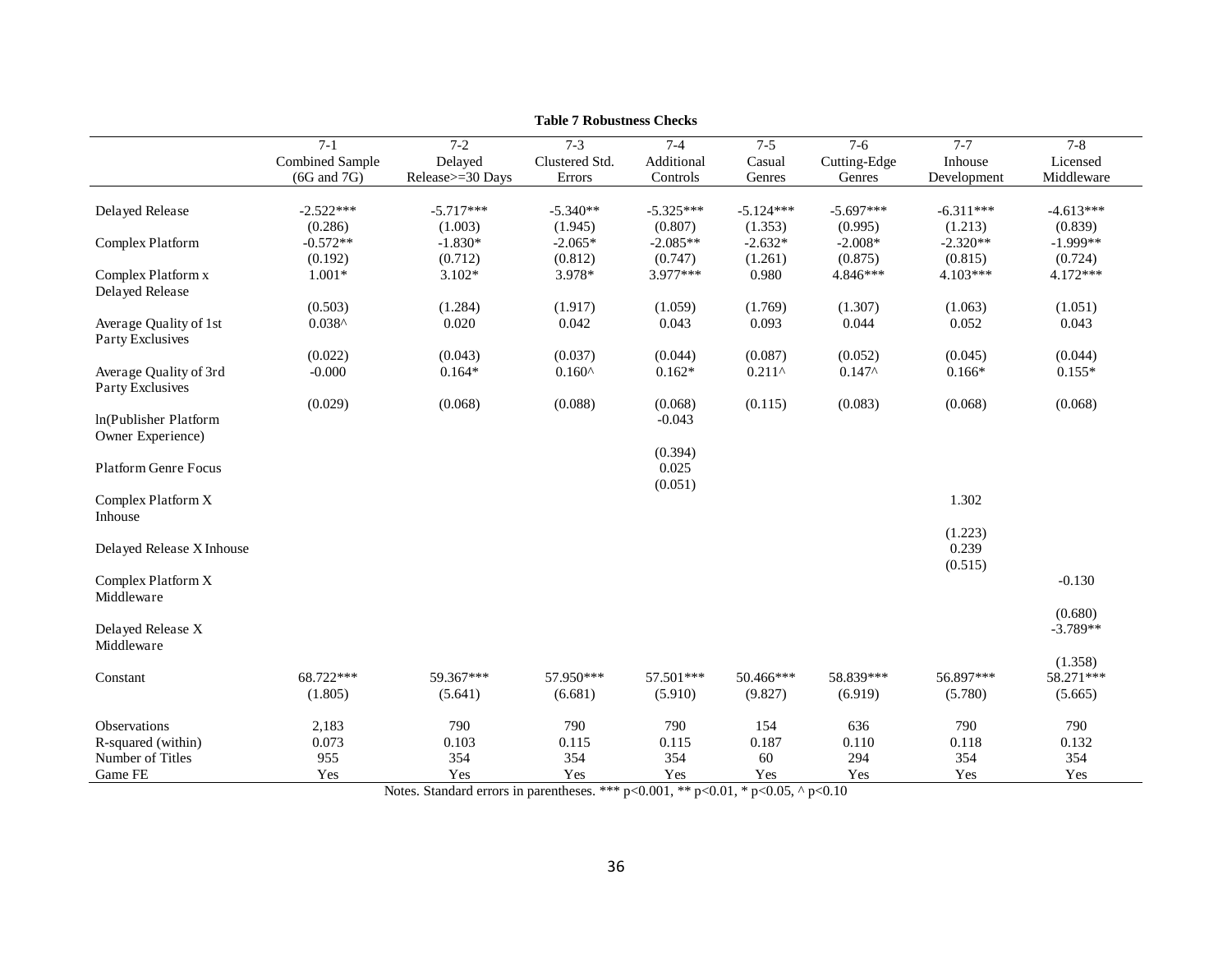**Table 7 Robustness Checks**

| | 7-1<br>Combined Sample<br>(6G and 7G) | 7-2<br>Delayed<br>Release>=30 Days | 7-3<br>Clustered Std.<br>Errors | 7-4<br>Additional<br>Controls | 7-5<br>Casual<br>Genres | 7-6<br>Cutting-Edge<br>Genres | 7-7<br>Inhouse<br>Development | 7-8<br>Licensed<br>Middleware |
|---|---|---|---|---|---|---|---|---|
| Delayed Release | -2.522*** | -5.717*** | -5.340** | -5.325*** | -5.124*** | -5.697*** | -6.311*** | -4.613*** |
| | (0.286) | (1.003) | (1.945) | (0.807) | (1.353) | (0.995) | (1.213) | (0.839) |
| Complex Platform | -0.572** | -1.830* | -2.065* | -2.085** | -2.632* | -2.008* | -2.320** | -1.999** |
| | (0.192) | (0.712) | (0.812) | (0.747) | (1.261) | (0.875) | (0.815) | (0.724) |
| Complex Platform x Delayed Release | 1.001* | 3.102* | 3.978* | 3.977*** | 0.980 | 4.846*** | 4.103*** | 4.172*** |
| | (0.503) | (1.284) | (1.917) | (1.059) | (1.769) | (1.307) | (1.063) | (1.051) |
| Average Quality of 1st Party Exclusives | 0.038^ | 0.020 | 0.042 | 0.043 | 0.093 | 0.044 | 0.052 | 0.043 |
| | (0.022) | (0.043) | (0.037) | (0.044) | (0.087) | (0.052) | (0.045) | (0.044) |
| Average Quality of 3rd Party Exclusives | -0.000 | 0.164* | 0.160^ | 0.162* | 0.211^ | 0.147^ | 0.166* | 0.155* |
| | (0.029) | (0.068) | (0.088) | (0.068) | (0.115) | (0.083) | (0.068) | (0.068) |
| ln(Publisher Platform Owner Experience) | | | | -0.043 | | | | |
| | | | | (0.394) | | | | |
| Platform Genre Focus | | | | 0.025 | | | | |
| | | | | (0.051) | | | | |
| Complex Platform X Inhouse | | | | | | | 1.302 | |
| | | | | | | | (1.223) | |
| Delayed Release X Inhouse | | | | | | | 0.239 | |
| | | | | | | | (0.515) | |
| Complex Platform X Middleware | | | | | | | | -0.130 |
| | | | | | | | | (0.680) |
| Delayed Release X Middleware | | | | | | | | -3.789** |
| | | | | | | | | (1.358) |
| Constant | 68.722*** | 59.367*** | 57.950*** | 57.501*** | 50.466*** | 58.839*** | 56.897*** | 58.271*** |
| | (1.805) | (5.641) | (6.681) | (5.910) | (9.827) | (6.919) | (5.780) | (5.665) |
| Observations | 2,183 | 790 | 790 | 790 | 154 | 636 | 790 | 790 |
| R-squared (within) | 0.073 | 0.103 | 0.115 | 0.115 | 0.187 | 0.110 | 0.118 | 0.132 |
| Number of Titles | 955 | 354 | 354 | 354 | 60 | 294 | 354 | 354 |
| Game FE | Yes | Yes | Yes | Yes | Yes | Yes | Yes | Yes |

Notes. Standard errors in parentheses. *** $p<0.001$, ** $p<0.01$, * $p<0.05$, ^ $p<0.10$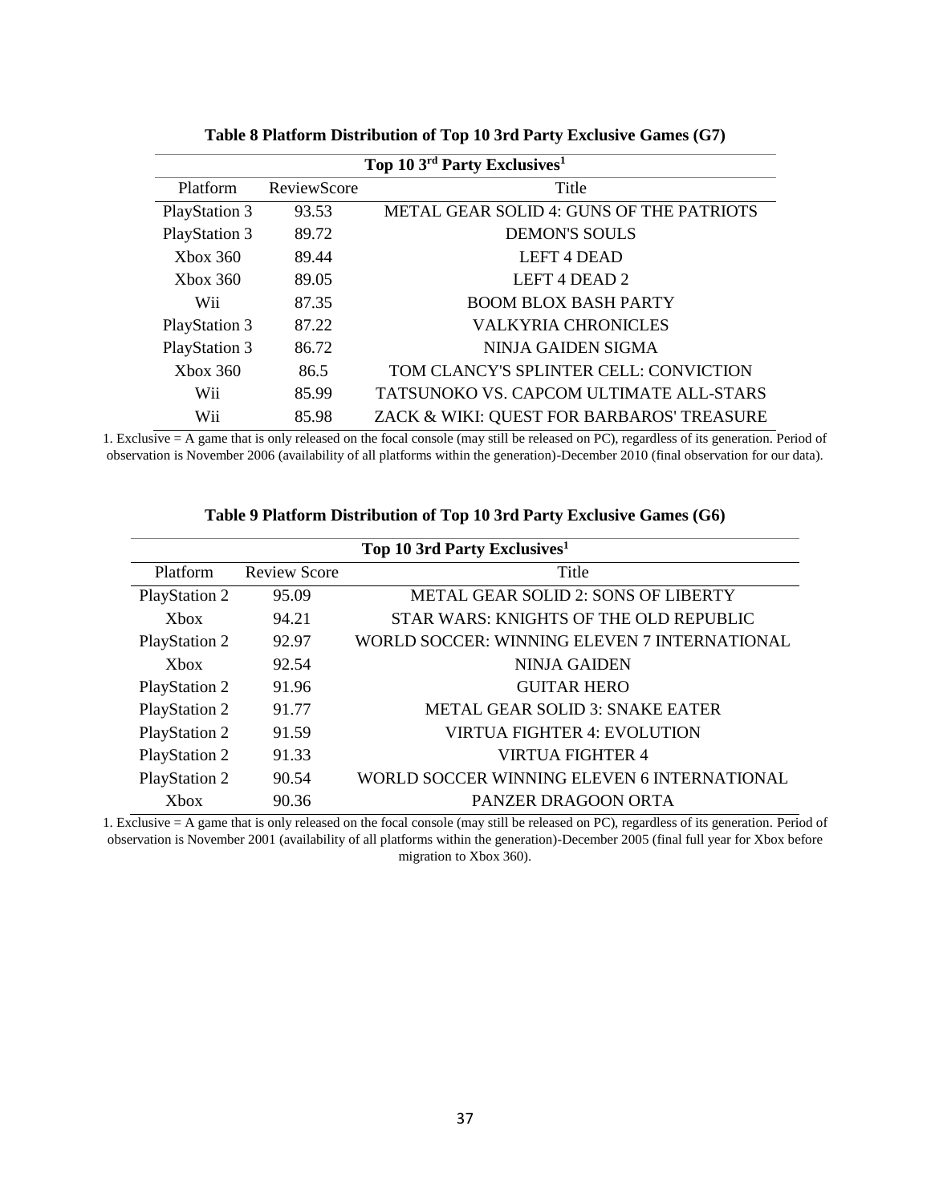**Table 8 Platform Distribution of Top 10 3rd Party Exclusive Games (G7)**

| Top 10 3rd Party Exclusives[1] | | |
|---|---|---|
| Platform | ReviewScore | Title |
| PlayStation 3 | 93.53 | METAL GEAR SOLID 4: GUNS OF THE PATRIOTS |
| PlayStation 3 | 89.72 | DEMON'S SOULS |
| Xbox 360 | 89.44 | LEFT 4 DEAD |
| Xbox 360 | 89.05 | LEFT 4 DEAD 2 |
| Wii | 87.35 | BOOM BLOX BASH PARTY |
| PlayStation 3 | 87.22 | VALKYRIA CHRONICLES |
| PlayStation 3 | 86.72 | NINJA GAIDEN SIGMA |
| Xbox 360 | 86.5 | TOM CLANCY'S SPLINTER CELL: CONVICTION |
| Wii | 85.99 | TATSUNOKO VS. CAPCOM ULTIMATE ALL-STARS |
| Wii | 85.98 | ZACK & WIKI: QUEST FOR BARBAROS' TREASURE |

1. Exclusive = A game that is only released on the focal console (may still be released on PC), regardless of its generation. Period of observation is November 2006 (availability of all platforms within the generation)-December 2010 (final observation for our data).

**Table 9 Platform Distribution of Top 10 3rd Party Exclusive Games (G6)**

| Top 10 3rd Party Exclusives[1] | | |
|---|---|---|
| Platform | Review Score | Title |
| PlayStation 2 | 95.09 | METAL GEAR SOLID 2: SONS OF LIBERTY |
| Xbox | 94.21 | STAR WARS: KNIGHTS OF THE OLD REPUBLIC |
| PlayStation 2 | 92.97 | WORLD SOCCER: WINNING ELEVEN 7 INTERNATIONAL |
| Xbox | 92.54 | NINJA GAIDEN |
| PlayStation 2 | 91.96 | GUITAR HERO |
| PlayStation 2 | 91.77 | METAL GEAR SOLID 3: SNAKE EATER |
| PlayStation 2 | 91.59 | VIRTUA FIGHTER 4: EVOLUTION |
| PlayStation 2 | 91.33 | VIRTUA FIGHTER 4 |
| PlayStation 2 | 90.54 | WORLD SOCCER WINNING ELEVEN 6 INTERNATIONAL |
| Xbox | 90.36 | PANZER DRAGOON ORTA |

1. Exclusive = A game that is only released on the focal console (may still be released on PC), regardless of its generation. Period of observation is November 2001 (availability of all platforms within the generation)-December 2005 (final full year for Xbox before migration to Xbox 360).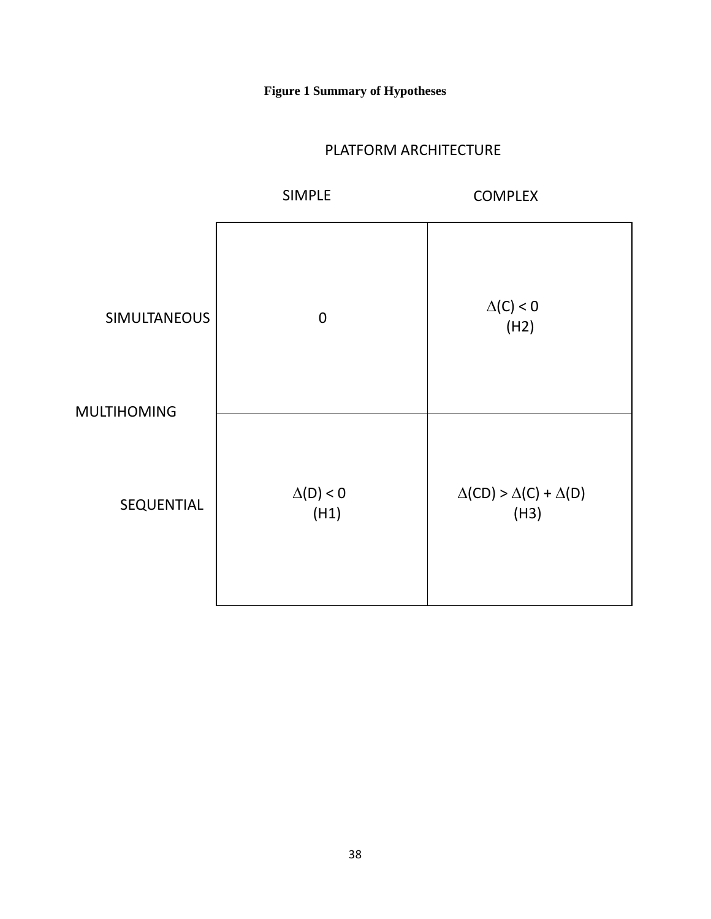**Figure 1 Summary of Hypotheses**

| | | PLATFORM ARCHITECTURE | |
|---|---|---|---|
| | | SIMPLE | COMPLEX |
| MULTIHOMING | SIMULTANEOUS | 0 | $\Delta(C) < 0$ (H2) |
| | SEQUENTIAL | $\Delta(D) < 0$ (H1) | $\Delta(CD) > \Delta(C) + \Delta(D)$ (H3) |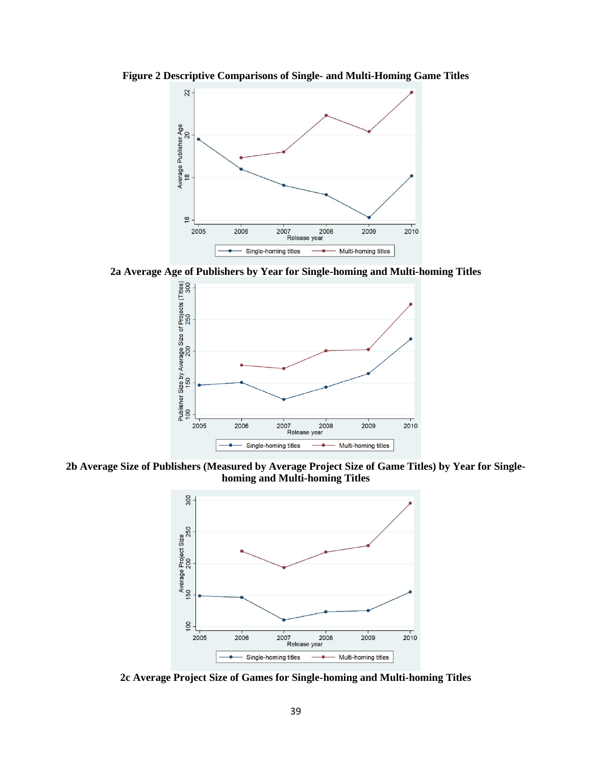**Figure 2 Descriptive Comparisons of Single- and Multi-Homing Game Titles**

**2a Average Age of Publishers by Year for Single-homing and Multi-homing Titles**

**2b Average Size of Publishers (Measured by Average Project Size of Game Titles) by Year for Single-homing and Multi-homing Titles**

**2c Average Project Size of Games for Single-homing and Multi-homing Titles**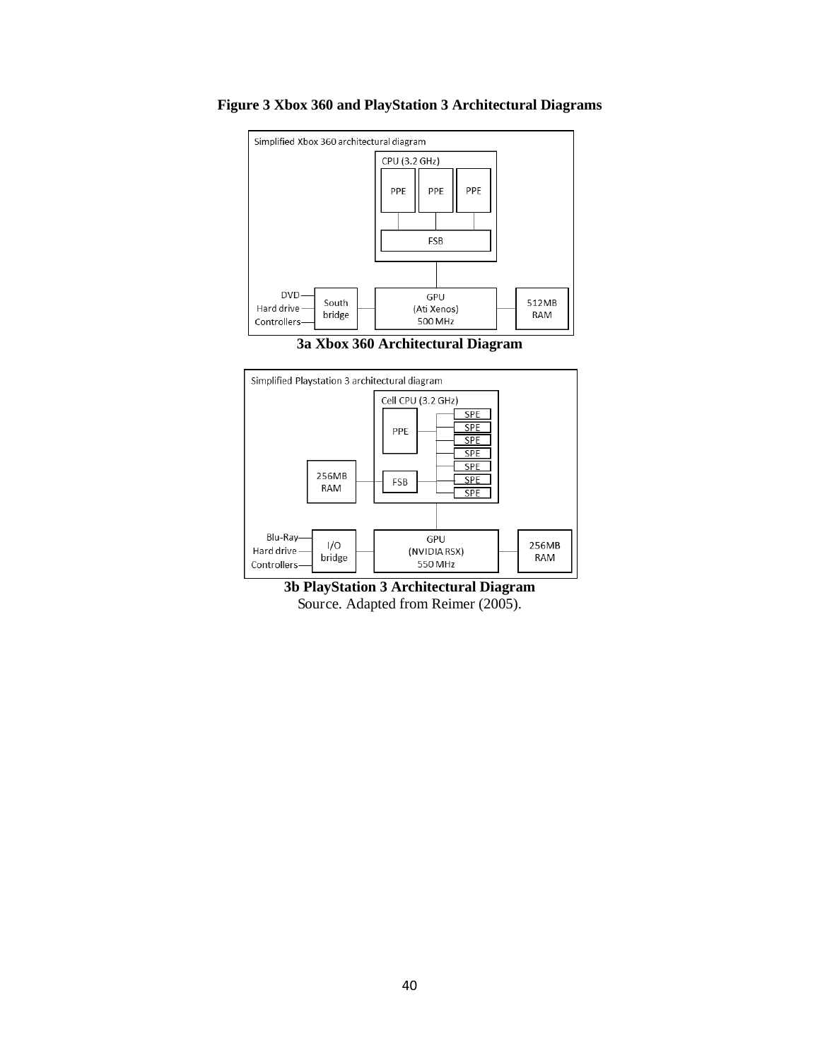**Figure 3 Xbox 360 and PlayStation 3 Architectural Diagrams**

Simplified Xbox 360 architectural diagram

CPU (3.2 GHz)

PPE

PPE

PPE

FSB

DVD

Hard drive

Controllers

South bridge

GPU (Ati Xenos) 500 MHz

512MB RAM

**3a Xbox 360 Architectural Diagram**

Simplified Playstation 3 architectural diagram

Cell CPU (3.2 GHz)

PPE

SPE

SPE

SPE

SPE

SPE

SPE

SPE

256MB RAM

FSB

Blu-Ray

Hard drive

Controllers

I/O bridge

GPU (NVIDIA RSX) 550 MHz

256MB RAM

**3b PlayStation 3 Architectural Diagram**

Source. Adapted from Reimer (2005).